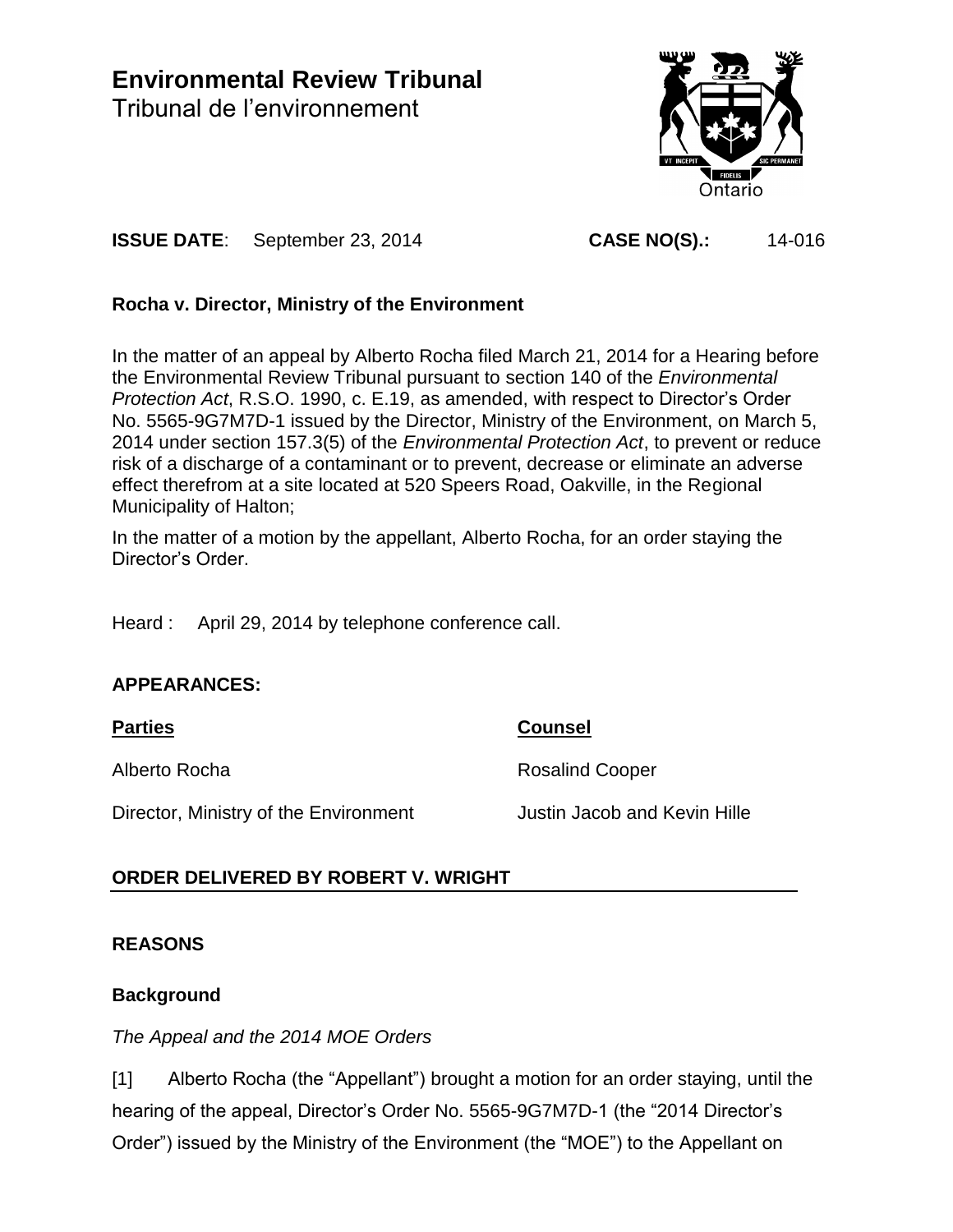# Environmental Review Tribunal

Tribunal de l'environnement

**ISSUE DATE**: September 23, 2014 **CASE NO(S).:** 14-016

## Rocha v. Director, Ministry of the Environment

In the matter of an appeal by Alberto Rocha filed March 21, 2014 for a Hearing before the Environmental Review Tribunal pursuant to section 140 of the *Environmental Protection Act*, R.S.O. 1990, c. E.19, as amended, with respect to Director's Order No. 5565-9G7M7D-1 issued by the Director, Ministry of the Environment, on March 5, 2014 under section 157.3(5) of the *Environmental Protection Act*, to prevent or reduce risk of a discharge of a contaminant or to prevent, decrease or eliminate an adverse effect therefrom at a site located at 520 Speers Road, Oakville, in the Regional Municipality of Halton;

In the matter of a motion by the appellant, Alberto Rocha, for an order staying the Director's Order.

Heard : April 29, 2014 by telephone conference call.

## APPEARANCES:

| **Parties** | **Counsel** |
| --- | --- |
| Alberto Rocha | Rosalind Cooper |
| Director, Ministry of the Environment | Justin Jacob and Kevin Hille |

## ORDER DELIVERED BY ROBERT V. WRIGHT

## REASONS

### Background

*The Appeal and the 2014 MOE Orders*

[1] Alberto Rocha (the "Appellant") brought a motion for an order staying, until the hearing of the appeal, Director's Order No. 5565-9G7M7D-1 (the "2014 Director's Order") issued by the Ministry of the Environment (the "MOE") to the Appellant on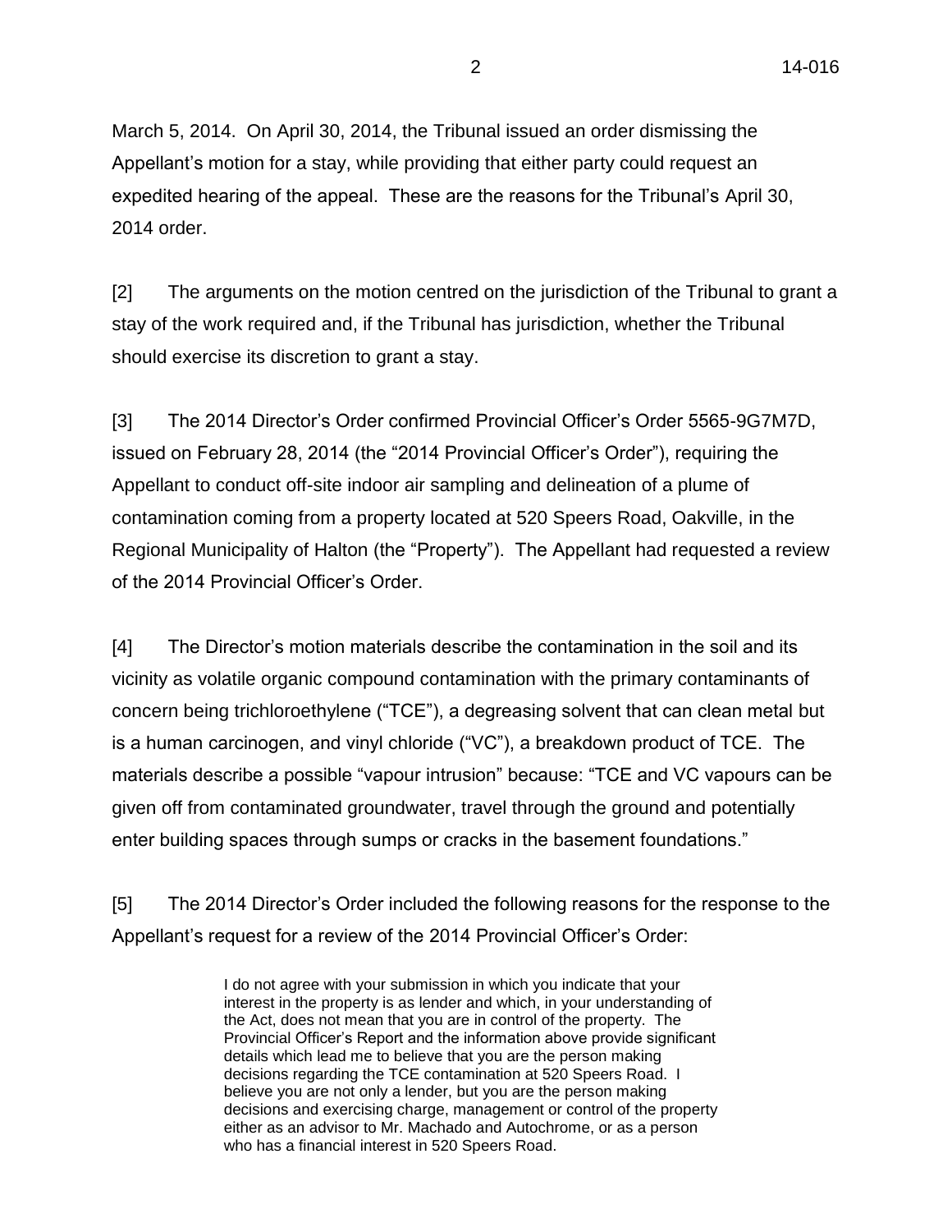March 5, 2014. On April 30, 2014, the Tribunal issued an order dismissing the Appellant's motion for a stay, while providing that either party could request an expedited hearing of the appeal. These are the reasons for the Tribunal's April 30, 2014 order.

[2] The arguments on the motion centred on the jurisdiction of the Tribunal to grant a stay of the work required and, if the Tribunal has jurisdiction, whether the Tribunal should exercise its discretion to grant a stay.

[3] The 2014 Director's Order confirmed Provincial Officer's Order 5565-9G7M7D, issued on February 28, 2014 (the "2014 Provincial Officer's Order"), requiring the Appellant to conduct off-site indoor air sampling and delineation of a plume of contamination coming from a property located at 520 Speers Road, Oakville, in the Regional Municipality of Halton (the "Property"). The Appellant had requested a review of the 2014 Provincial Officer's Order.

[4] The Director's motion materials describe the contamination in the soil and its vicinity as volatile organic compound contamination with the primary contaminants of concern being trichloroethylene ("TCE"), a degreasing solvent that can clean metal but is a human carcinogen, and vinyl chloride ("VC"), a breakdown product of TCE. The materials describe a possible "vapour intrusion" because: "TCE and VC vapours can be given off from contaminated groundwater, travel through the ground and potentially enter building spaces through sumps or cracks in the basement foundations."

[5] The 2014 Director's Order included the following reasons for the response to the Appellant's request for a review of the 2014 Provincial Officer's Order:

> I do not agree with your submission in which you indicate that your interest in the property is as lender and which, in your understanding of the Act, does not mean that you are in control of the property. The Provincial Officer's Report and the information above provide significant details which lead me to believe that you are the person making decisions regarding the TCE contamination at 520 Speers Road. I believe you are not only a lender, but you are the person making decisions and exercising charge, management or control of the property either as an advisor to Mr. Machado and Autochrome, or as a person who has a financial interest in 520 Speers Road.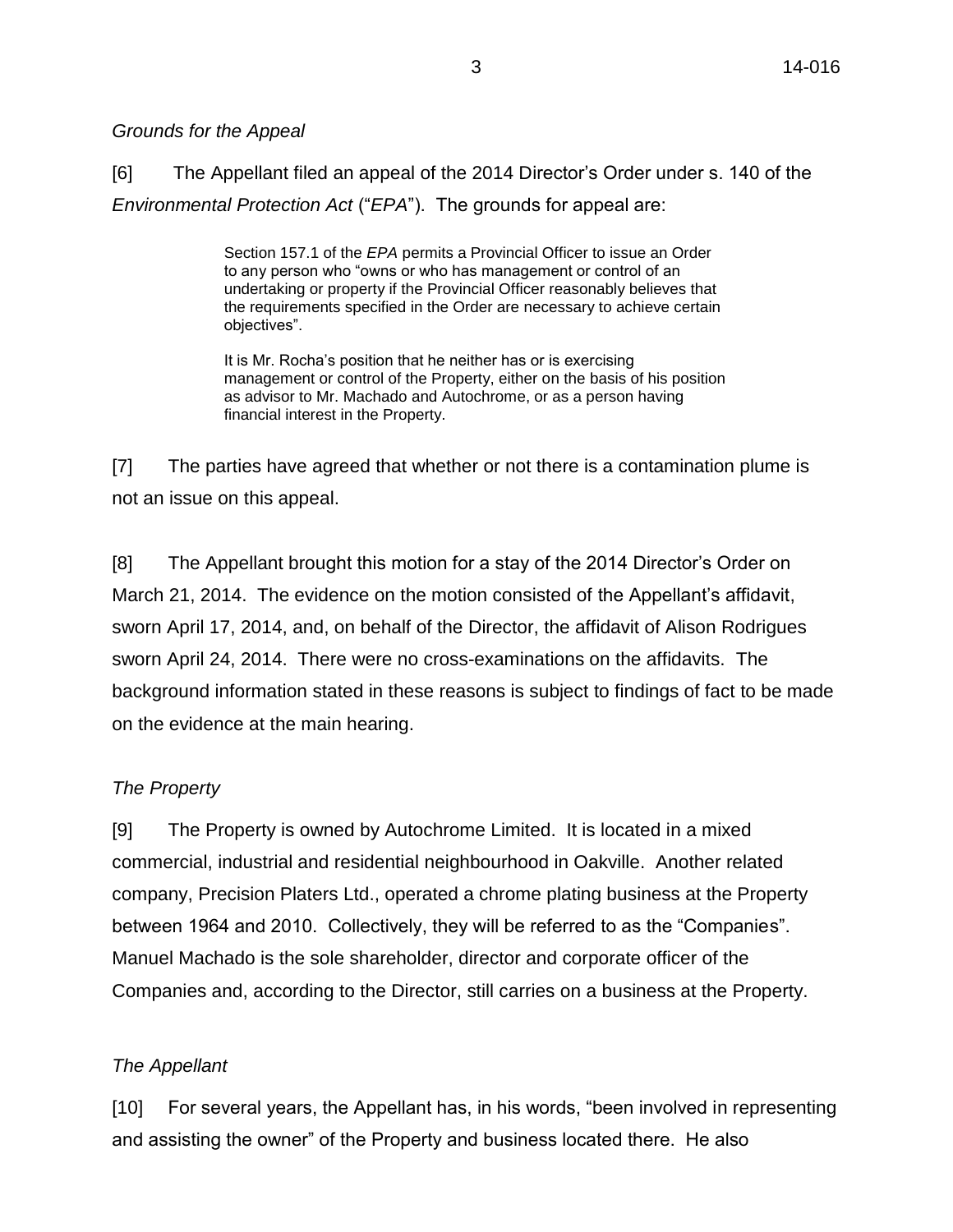*Grounds for the Appeal*

[6] The Appellant filed an appeal of the 2014 Director's Order under s. 140 of the *Environmental Protection Act* ("*EPA*"). The grounds for appeal are:

> Section 157.1 of the *EPA* permits a Provincial Officer to issue an Order to any person who "owns or who has management or control of an undertaking or property if the Provincial Officer reasonably believes that the requirements specified in the Order are necessary to achieve certain objectives".
>
> It is Mr. Rocha's position that he neither has or is exercising management or control of the Property, either on the basis of his position as advisor to Mr. Machado and Autochrome, or as a person having financial interest in the Property.

[7] The parties have agreed that whether or not there is a contamination plume is not an issue on this appeal.

[8] The Appellant brought this motion for a stay of the 2014 Director's Order on March 21, 2014. The evidence on the motion consisted of the Appellant's affidavit, sworn April 17, 2014, and, on behalf of the Director, the affidavit of Alison Rodrigues sworn April 24, 2014. There were no cross-examinations on the affidavits. The background information stated in these reasons is subject to findings of fact to be made on the evidence at the main hearing.

*The Property*

[9] The Property is owned by Autochrome Limited. It is located in a mixed commercial, industrial and residential neighbourhood in Oakville. Another related company, Precision Platers Ltd., operated a chrome plating business at the Property between 1964 and 2010. Collectively, they will be referred to as the "Companies". Manuel Machado is the sole shareholder, director and corporate officer of the Companies and, according to the Director, still carries on a business at the Property.

*The Appellant*

[10] For several years, the Appellant has, in his words, "been involved in representing and assisting the owner" of the Property and business located there. He also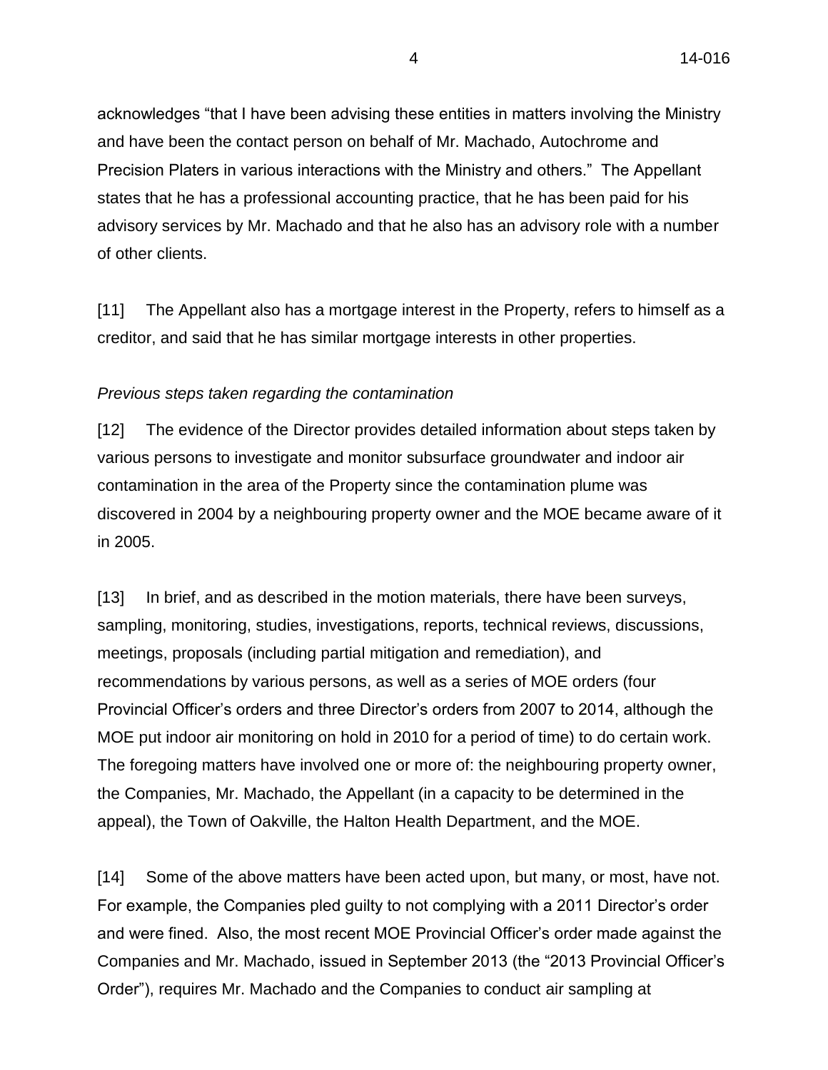acknowledges "that I have been advising these entities in matters involving the Ministry and have been the contact person on behalf of Mr. Machado, Autochrome and Precision Platers in various interactions with the Ministry and others." The Appellant states that he has a professional accounting practice, that he has been paid for his advisory services by Mr. Machado and that he also has an advisory role with a number of other clients.

[11] The Appellant also has a mortgage interest in the Property, refers to himself as a creditor, and said that he has similar mortgage interests in other properties.

*Previous steps taken regarding the contamination*

[12] The evidence of the Director provides detailed information about steps taken by various persons to investigate and monitor subsurface groundwater and indoor air contamination in the area of the Property since the contamination plume was discovered in 2004 by a neighbouring property owner and the MOE became aware of it in 2005.

[13] In brief, and as described in the motion materials, there have been surveys, sampling, monitoring, studies, investigations, reports, technical reviews, discussions, meetings, proposals (including partial mitigation and remediation), and recommendations by various persons, as well as a series of MOE orders (four Provincial Officer's orders and three Director's orders from 2007 to 2014, although the MOE put indoor air monitoring on hold in 2010 for a period of time) to do certain work. The foregoing matters have involved one or more of: the neighbouring property owner, the Companies, Mr. Machado, the Appellant (in a capacity to be determined in the appeal), the Town of Oakville, the Halton Health Department, and the MOE.

[14] Some of the above matters have been acted upon, but many, or most, have not. For example, the Companies pled guilty to not complying with a 2011 Director's order and were fined. Also, the most recent MOE Provincial Officer's order made against the Companies and Mr. Machado, issued in September 2013 (the "2013 Provincial Officer's Order"), requires Mr. Machado and the Companies to conduct air sampling at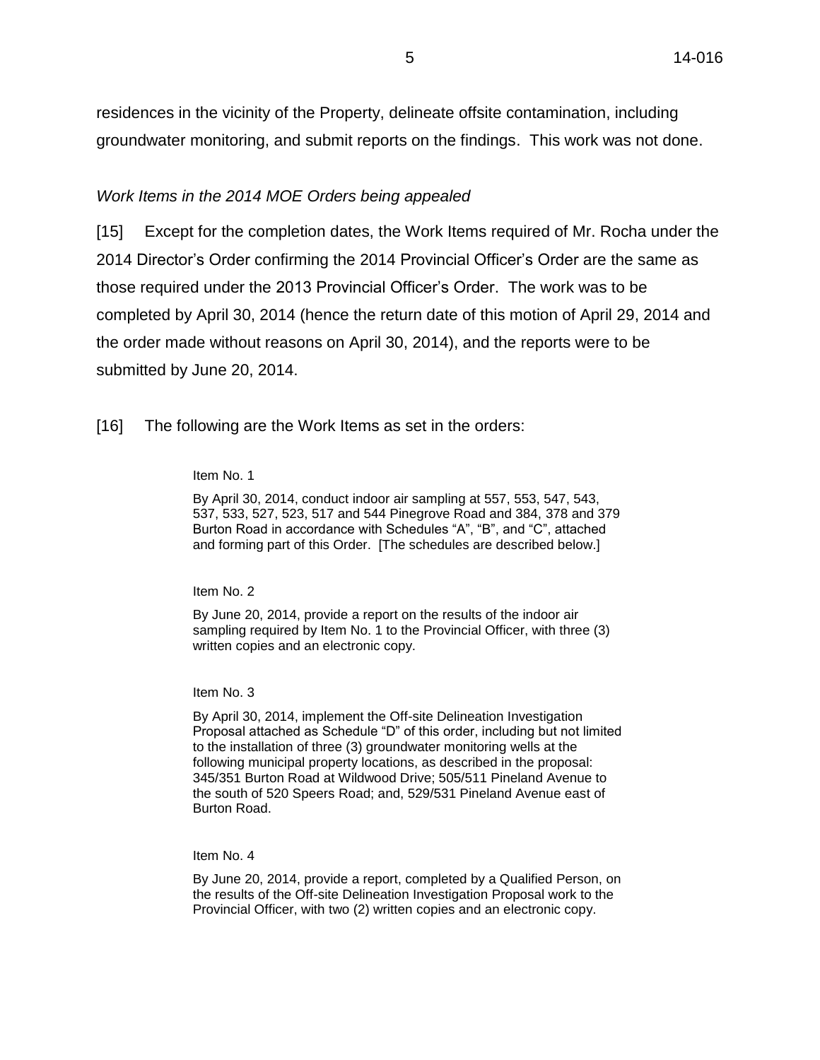residences in the vicinity of the Property, delineate offsite contamination, including groundwater monitoring, and submit reports on the findings. This work was not done.

*Work Items in the 2014 MOE Orders being appealed*

[15] Except for the completion dates, the Work Items required of Mr. Rocha under the 2014 Director's Order confirming the 2014 Provincial Officer's Order are the same as those required under the 2013 Provincial Officer's Order. The work was to be completed by April 30, 2014 (hence the return date of this motion of April 29, 2014 and the order made without reasons on April 30, 2014), and the reports were to be submitted by June 20, 2014.

[16] The following are the Work Items as set in the orders:

> Item No. 1
>
> By April 30, 2014, conduct indoor air sampling at 557, 553, 547, 543, 537, 533, 527, 523, 517 and 544 Pinegrove Road and 384, 378 and 379 Burton Road in accordance with Schedules "A", "B", and "C", attached and forming part of this Order. [The schedules are described below.]
>
> Item No. 2
>
> By June 20, 2014, provide a report on the results of the indoor air sampling required by Item No. 1 to the Provincial Officer, with three (3) written copies and an electronic copy.
>
> Item No. 3
>
> By April 30, 2014, implement the Off-site Delineation Investigation Proposal attached as Schedule "D" of this order, including but not limited to the installation of three (3) groundwater monitoring wells at the following municipal property locations, as described in the proposal: 345/351 Burton Road at Wildwood Drive; 505/511 Pineland Avenue to the south of 520 Speers Road; and, 529/531 Pineland Avenue east of Burton Road.
>
> Item No. 4
>
> By June 20, 2014, provide a report, completed by a Qualified Person, on the results of the Off-site Delineation Investigation Proposal work to the Provincial Officer, with two (2) written copies and an electronic copy.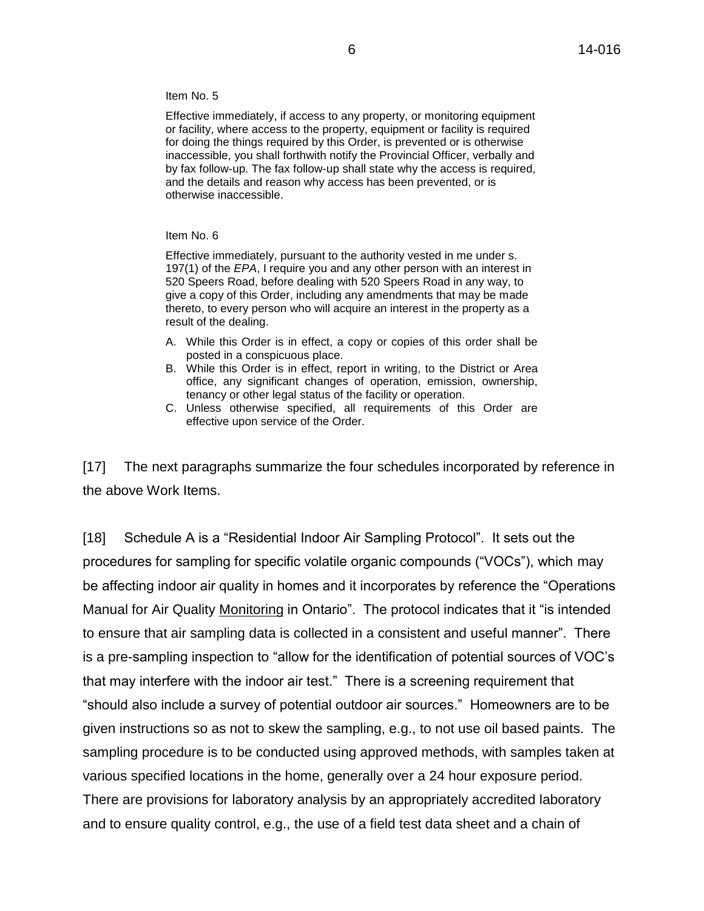Item No. 5

Effective immediately, if access to any property, or monitoring equipment or facility, where access to the property, equipment or facility is required for doing the things required by this Order, is prevented or is otherwise inaccessible, you shall forthwith notify the Provincial Officer, verbally and by fax follow-up. The fax follow-up shall state why the access is required, and the details and reason why access has been prevented, or is otherwise inaccessible.

Item No. 6

Effective immediately, pursuant to the authority vested in me under s. 197(1) of the *EPA*, I require you and any other person with an interest in 520 Speers Road, before dealing with 520 Speers Road in any way, to give a copy of this Order, including any amendments that may be made thereto, to every person who will acquire an interest in the property as a result of the dealing.

A. While this Order is in effect, a copy or copies of this order shall be posted in a conspicuous place.
B. While this Order is in effect, report in writing, to the District or Area office, any significant changes of operation, emission, ownership, tenancy or other legal status of the facility or operation.
C. Unless otherwise specified, all requirements of this Order are effective upon service of the Order.

[17] The next paragraphs summarize the four schedules incorporated by reference in the above Work Items.

[18] Schedule A is a "Residential Indoor Air Sampling Protocol". It sets out the procedures for sampling for specific volatile organic compounds ("VOCs"), which may be affecting indoor air quality in homes and it incorporates by reference the "Operations Manual for Air Quality Monitoring in Ontario". The protocol indicates that it "is intended to ensure that air sampling data is collected in a consistent and useful manner". There is a pre-sampling inspection to "allow for the identification of potential sources of VOC's that may interfere with the indoor air test." There is a screening requirement that "should also include a survey of potential outdoor air sources." Homeowners are to be given instructions so as not to skew the sampling, e.g., to not use oil based paints. The sampling procedure is to be conducted using approved methods, with samples taken at various specified locations in the home, generally over a 24 hour exposure period. There are provisions for laboratory analysis by an appropriately accredited laboratory and to ensure quality control, e.g., the use of a field test data sheet and a chain of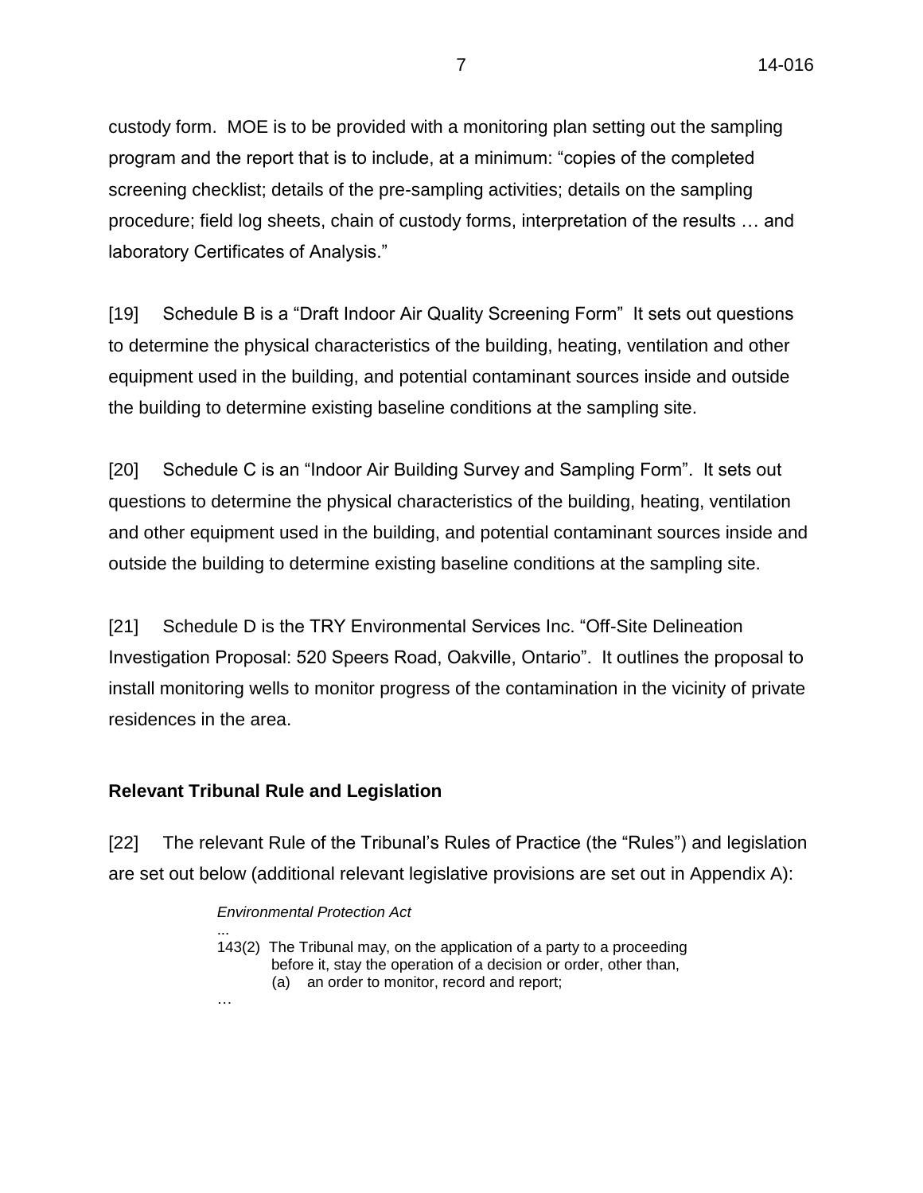custody form. MOE is to be provided with a monitoring plan setting out the sampling program and the report that is to include, at a minimum: "copies of the completed screening checklist; details of the pre-sampling activities; details on the sampling procedure; field log sheets, chain of custody forms, interpretation of the results … and laboratory Certificates of Analysis."

[19] Schedule B is a "Draft Indoor Air Quality Screening Form" It sets out questions to determine the physical characteristics of the building, heating, ventilation and other equipment used in the building, and potential contaminant sources inside and outside the building to determine existing baseline conditions at the sampling site.

[20] Schedule C is an "Indoor Air Building Survey and Sampling Form". It sets out questions to determine the physical characteristics of the building, heating, ventilation and other equipment used in the building, and potential contaminant sources inside and outside the building to determine existing baseline conditions at the sampling site.

[21] Schedule D is the TRY Environmental Services Inc. "Off-Site Delineation Investigation Proposal: 520 Speers Road, Oakville, Ontario". It outlines the proposal to install monitoring wells to monitor progress of the contamination in the vicinity of private residences in the area.

## Relevant Tribunal Rule and Legislation

[22] The relevant Rule of the Tribunal's Rules of Practice (the "Rules") and legislation are set out below (additional relevant legislative provisions are set out in Appendix A):

> *Environmental Protection Act*
>
> ...
>
> 143(2) The Tribunal may, on the application of a party to a proceeding before it, stay the operation of a decision or order, other than,
>
> (a) an order to monitor, record and report;
>
> …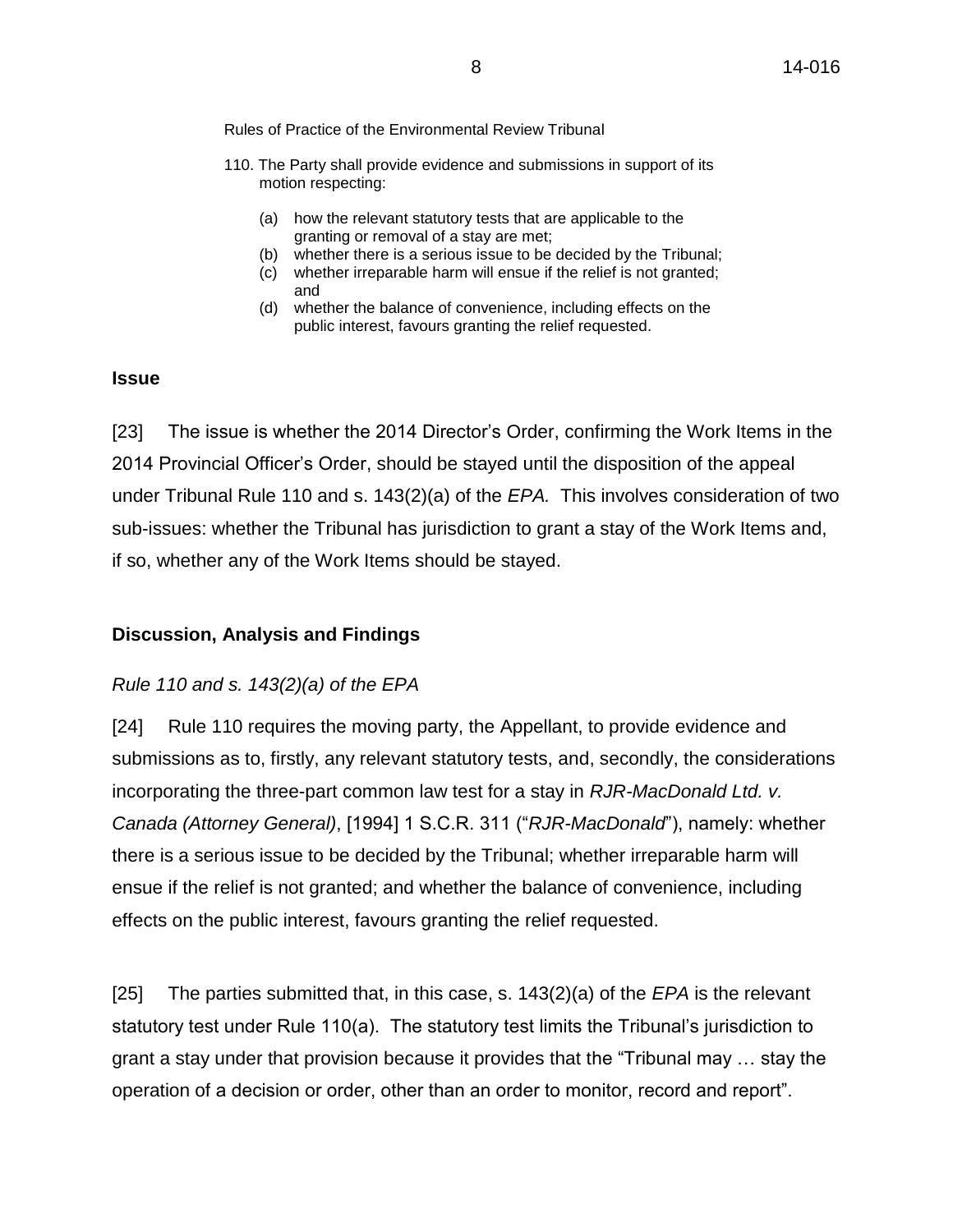Rules of Practice of the Environmental Review Tribunal

110. The Party shall provide evidence and submissions in support of its motion respecting:

   (a) how the relevant statutory tests that are applicable to the granting or removal of a stay are met;
   (b) whether there is a serious issue to be decided by the Tribunal;
   (c) whether irreparable harm will ensue if the relief is not granted; and
   (d) whether the balance of convenience, including effects on the public interest, favours granting the relief requested.

## Issue

[23] The issue is whether the 2014 Director's Order, confirming the Work Items in the 2014 Provincial Officer's Order, should be stayed until the disposition of the appeal under Tribunal Rule 110 and s. 143(2)(a) of the *EPA.* This involves consideration of two sub-issues: whether the Tribunal has jurisdiction to grant a stay of the Work Items and, if so, whether any of the Work Items should be stayed.

## Discussion, Analysis and Findings

*Rule 110 and s. 143(2)(a) of the EPA*

[24] Rule 110 requires the moving party, the Appellant, to provide evidence and submissions as to, firstly, any relevant statutory tests, and, secondly, the considerations incorporating the three-part common law test for a stay in *RJR-MacDonald Ltd. v. Canada (Attorney General)*, [1994] 1 S.C.R. 311 ("*RJR-MacDonald*"), namely: whether there is a serious issue to be decided by the Tribunal; whether irreparable harm will ensue if the relief is not granted; and whether the balance of convenience, including effects on the public interest, favours granting the relief requested.

[25] The parties submitted that, in this case, s. 143(2)(a) of the *EPA* is the relevant statutory test under Rule 110(a). The statutory test limits the Tribunal's jurisdiction to grant a stay under that provision because it provides that the "Tribunal may … stay the operation of a decision or order, other than an order to monitor, record and report".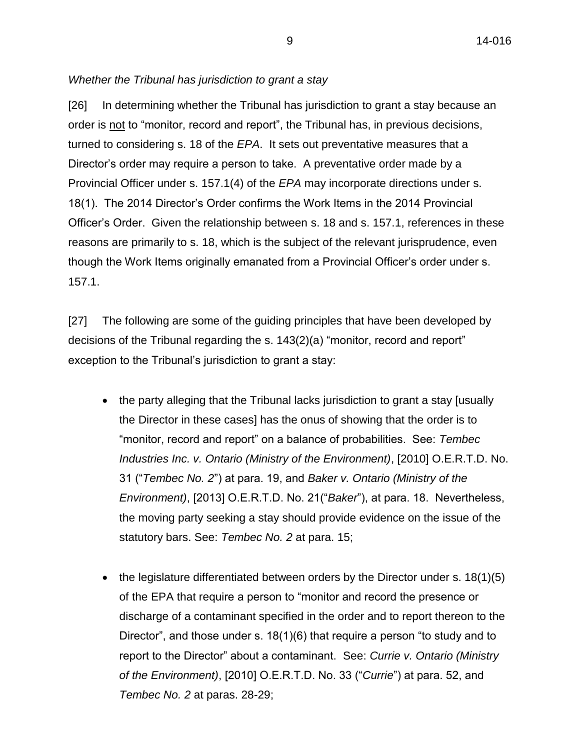*Whether the Tribunal has jurisdiction to grant a stay*

[26] In determining whether the Tribunal has jurisdiction to grant a stay because an order is not to "monitor, record and report", the Tribunal has, in previous decisions, turned to considering s. 18 of the *EPA*. It sets out preventative measures that a Director's order may require a person to take. A preventative order made by a Provincial Officer under s. 157.1(4) of the *EPA* may incorporate directions under s. 18(1). The 2014 Director's Order confirms the Work Items in the 2014 Provincial Officer's Order. Given the relationship between s. 18 and s. 157.1, references in these reasons are primarily to s. 18, which is the subject of the relevant jurisprudence, even though the Work Items originally emanated from a Provincial Officer's order under s. 157.1.

[27] The following are some of the guiding principles that have been developed by decisions of the Tribunal regarding the s. 143(2)(a) "monitor, record and report" exception to the Tribunal's jurisdiction to grant a stay:

- the party alleging that the Tribunal lacks jurisdiction to grant a stay [usually the Director in these cases] has the onus of showing that the order is to "monitor, record and report" on a balance of probabilities. See: *Tembec Industries Inc. v. Ontario (Ministry of the Environment)*, [2010] O.E.R.T.D. No. 31 ("*Tembec No. 2*") at para. 19, and *Baker v. Ontario (Ministry of the Environment)*, [2013] O.E.R.T.D. No. 21("*Baker*"), at para. 18. Nevertheless, the moving party seeking a stay should provide evidence on the issue of the statutory bars. See: *Tembec No. 2* at para. 15;

- the legislature differentiated between orders by the Director under s. 18(1)(5) of the EPA that require a person to "monitor and record the presence or discharge of a contaminant specified in the order and to report thereon to the Director", and those under s. 18(1)(6) that require a person "to study and to report to the Director" about a contaminant. See: *Currie v. Ontario (Ministry of the Environment)*, [2010] O.E.R.T.D. No. 33 ("*Currie*") at para. 52, and *Tembec No. 2* at paras. 28-29;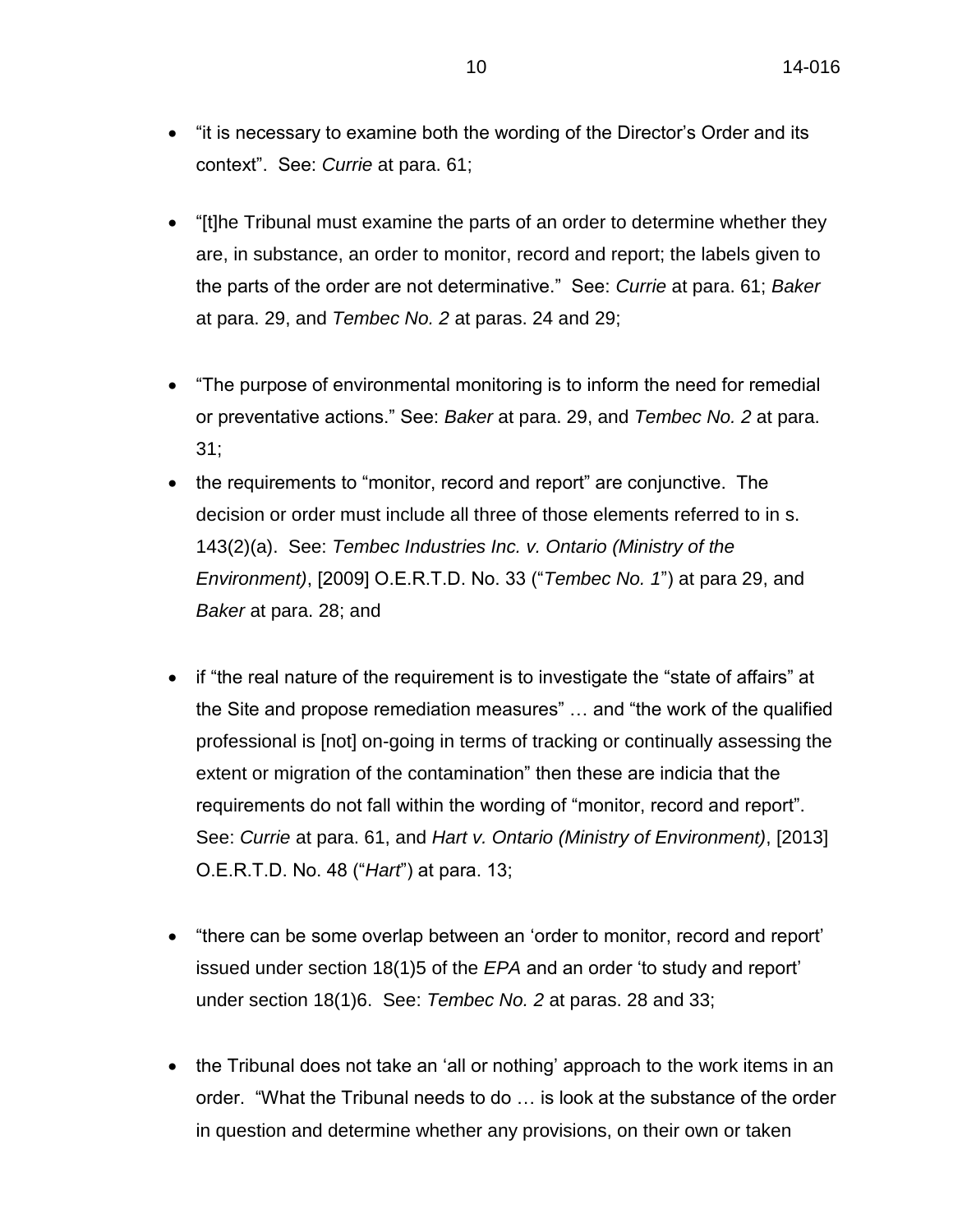- "it is necessary to examine both the wording of the Director's Order and its context". See: *Currie* at para. 61;

- "[t]he Tribunal must examine the parts of an order to determine whether they are, in substance, an order to monitor, record and report; the labels given to the parts of the order are not determinative." See: *Currie* at para. 61; *Baker* at para. 29, and *Tembec No. 2* at paras. 24 and 29;

- "The purpose of environmental monitoring is to inform the need for remedial or preventative actions." See: *Baker* at para. 29, and *Tembec No. 2* at para. 31;
- the requirements to "monitor, record and report" are conjunctive. The decision or order must include all three of those elements referred to in s. 143(2)(a). See: *Tembec Industries Inc. v. Ontario (Ministry of the Environment)*, [2009] O.E.R.T.D. No. 33 ("*Tembec No. 1*") at para 29, and *Baker* at para. 28; and

- if "the real nature of the requirement is to investigate the "state of affairs" at the Site and propose remediation measures" … and "the work of the qualified professional is [not] on-going in terms of tracking or continually assessing the extent or migration of the contamination" then these are indicia that the requirements do not fall within the wording of "monitor, record and report". See: *Currie* at para. 61, and *Hart v. Ontario (Ministry of Environment)*, [2013] O.E.R.T.D. No. 48 ("*Hart*") at para. 13;

- "there can be some overlap between an 'order to monitor, record and report' issued under section 18(1)5 of the *EPA* and an order 'to study and report' under section 18(1)6. See: *Tembec No. 2* at paras. 28 and 33;

- the Tribunal does not take an 'all or nothing' approach to the work items in an order. "What the Tribunal needs to do … is look at the substance of the order in question and determine whether any provisions, on their own or taken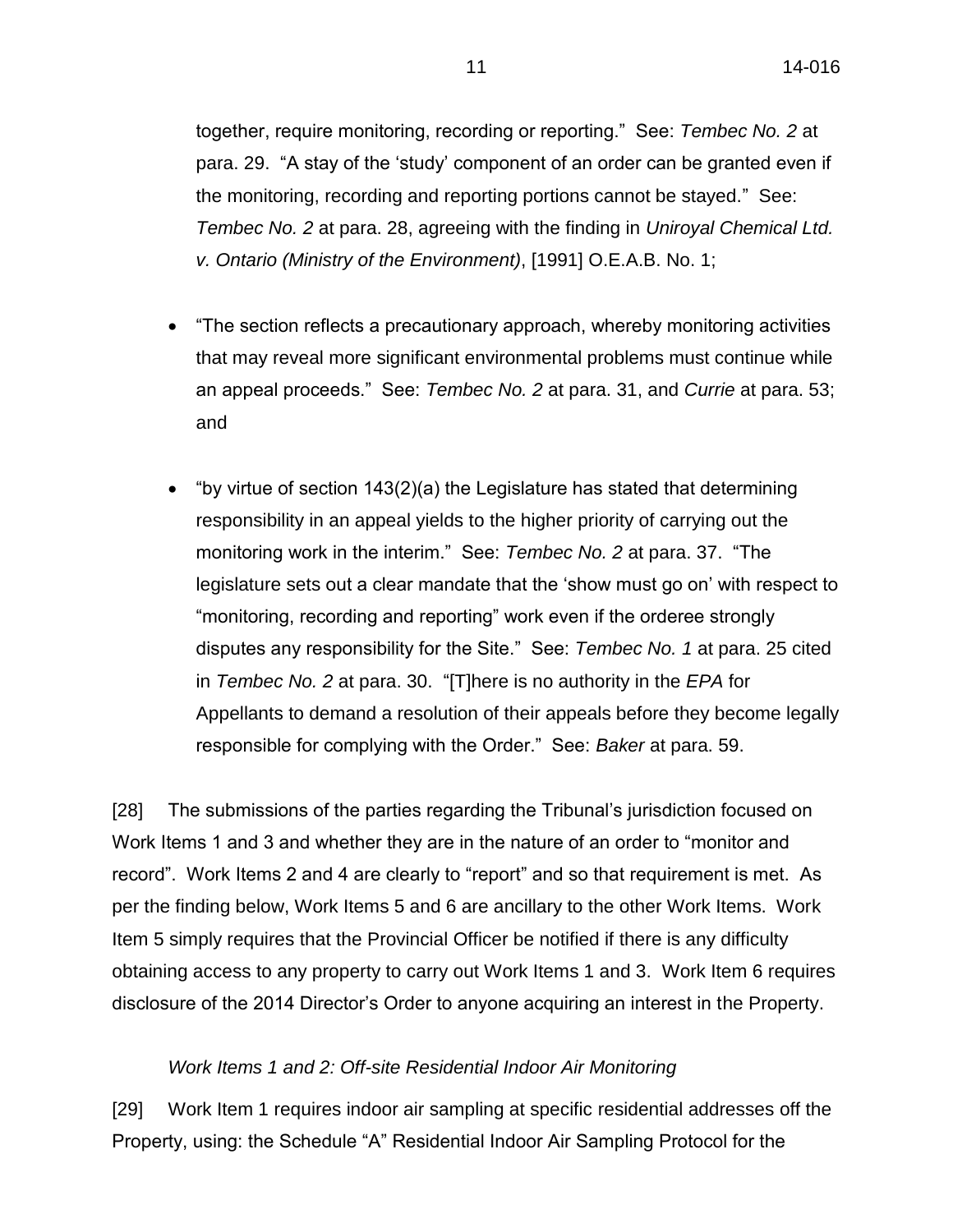together, require monitoring, recording or reporting." See: *Tembec No. 2* at para. 29. "A stay of the 'study' component of an order can be granted even if the monitoring, recording and reporting portions cannot be stayed." See: *Tembec No. 2* at para. 28, agreeing with the finding in *Uniroyal Chemical Ltd. v. Ontario (Ministry of the Environment)*, [1991] O.E.A.B. No. 1;

- "The section reflects a precautionary approach, whereby monitoring activities that may reveal more significant environmental problems must continue while an appeal proceeds." See: *Tembec No. 2* at para. 31, and *Currie* at para. 53; and

- "by virtue of section 143(2)(a) the Legislature has stated that determining responsibility in an appeal yields to the higher priority of carrying out the monitoring work in the interim." See: *Tembec No. 2* at para. 37. "The legislature sets out a clear mandate that the 'show must go on' with respect to "monitoring, recording and reporting" work even if the orderee strongly disputes any responsibility for the Site." See: *Tembec No. 1* at para. 25 cited in *Tembec No. 2* at para. 30. "[T]here is no authority in the *EPA* for Appellants to demand a resolution of their appeals before they become legally responsible for complying with the Order." See: *Baker* at para. 59.

[28] The submissions of the parties regarding the Tribunal's jurisdiction focused on Work Items 1 and 3 and whether they are in the nature of an order to "monitor and record". Work Items 2 and 4 are clearly to "report" and so that requirement is met. As per the finding below, Work Items 5 and 6 are ancillary to the other Work Items. Work Item 5 simply requires that the Provincial Officer be notified if there is any difficulty obtaining access to any property to carry out Work Items 1 and 3. Work Item 6 requires disclosure of the 2014 Director's Order to anyone acquiring an interest in the Property.

*Work Items 1 and 2: Off-site Residential Indoor Air Monitoring*

[29] Work Item 1 requires indoor air sampling at specific residential addresses off the Property, using: the Schedule "A" Residential Indoor Air Sampling Protocol for the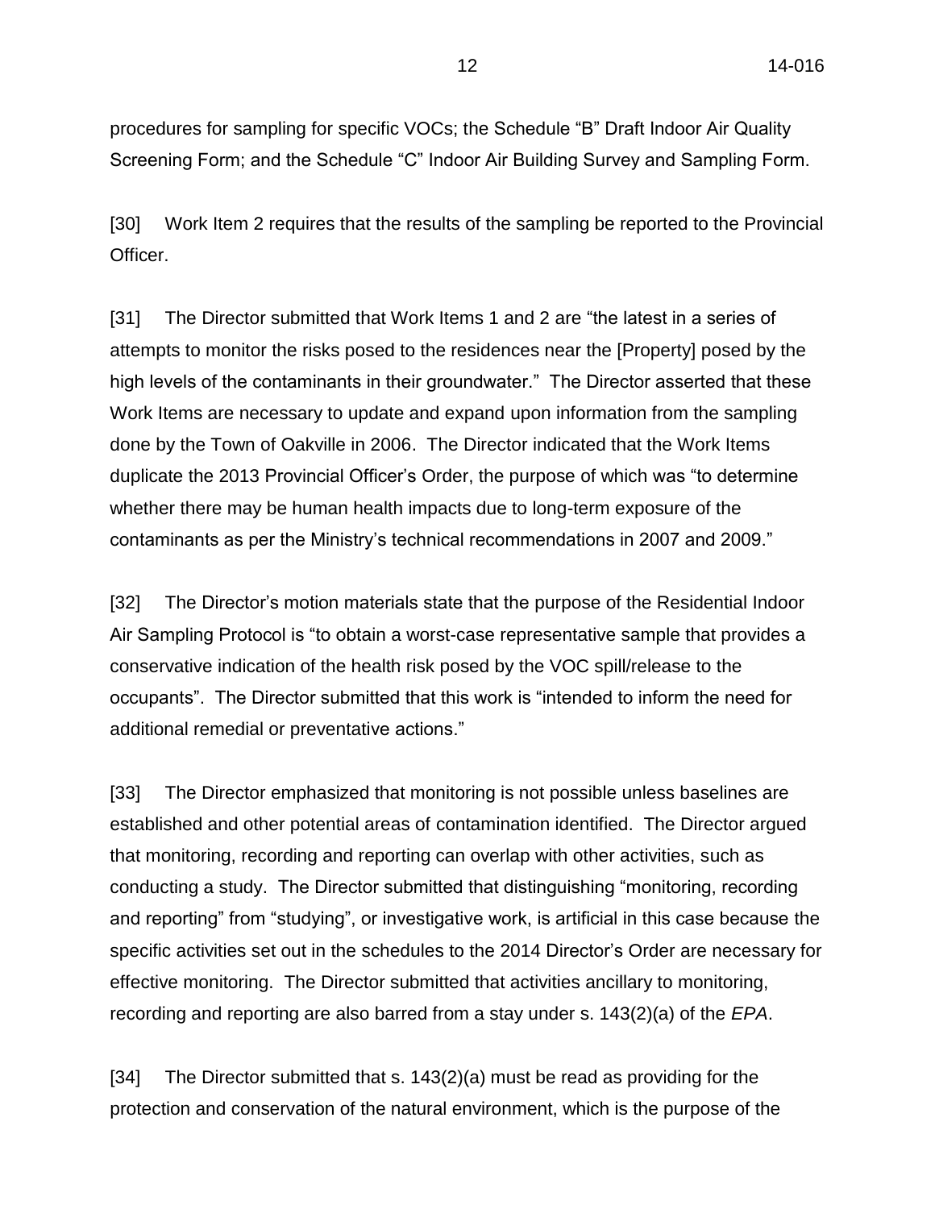procedures for sampling for specific VOCs; the Schedule "B" Draft Indoor Air Quality Screening Form; and the Schedule "C" Indoor Air Building Survey and Sampling Form.

[30] Work Item 2 requires that the results of the sampling be reported to the Provincial Officer.

[31] The Director submitted that Work Items 1 and 2 are "the latest in a series of attempts to monitor the risks posed to the residences near the [Property] posed by the high levels of the contaminants in their groundwater." The Director asserted that these Work Items are necessary to update and expand upon information from the sampling done by the Town of Oakville in 2006. The Director indicated that the Work Items duplicate the 2013 Provincial Officer's Order, the purpose of which was "to determine whether there may be human health impacts due to long-term exposure of the contaminants as per the Ministry's technical recommendations in 2007 and 2009."

[32] The Director's motion materials state that the purpose of the Residential Indoor Air Sampling Protocol is "to obtain a worst-case representative sample that provides a conservative indication of the health risk posed by the VOC spill/release to the occupants". The Director submitted that this work is "intended to inform the need for additional remedial or preventative actions."

[33] The Director emphasized that monitoring is not possible unless baselines are established and other potential areas of contamination identified. The Director argued that monitoring, recording and reporting can overlap with other activities, such as conducting a study. The Director submitted that distinguishing "monitoring, recording and reporting" from "studying", or investigative work, is artificial in this case because the specific activities set out in the schedules to the 2014 Director's Order are necessary for effective monitoring. The Director submitted that activities ancillary to monitoring, recording and reporting are also barred from a stay under s. 143(2)(a) of the *EPA*.

[34] The Director submitted that s. 143(2)(a) must be read as providing for the protection and conservation of the natural environment, which is the purpose of the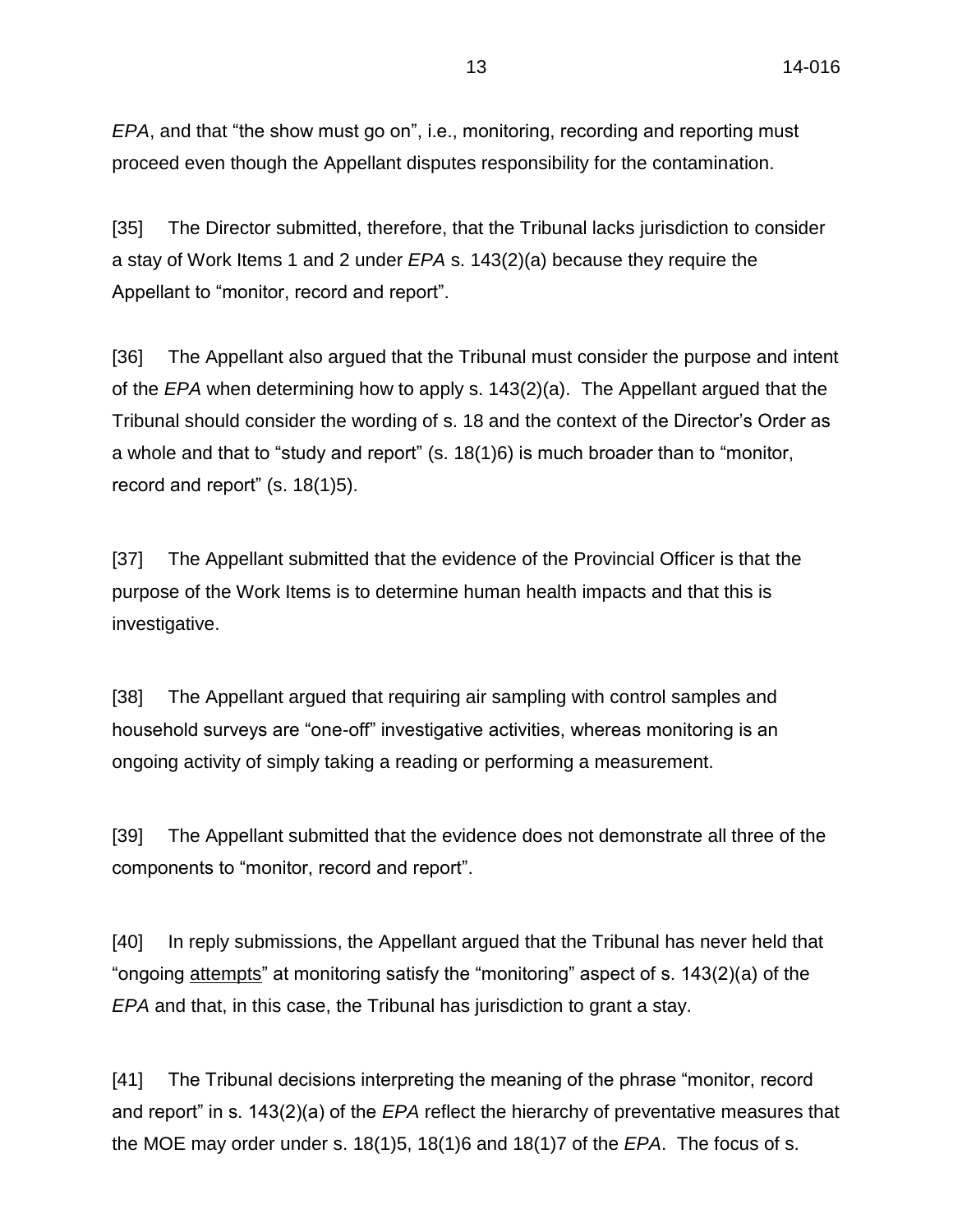*EPA*, and that “the show must go on”, i.e., monitoring, recording and reporting must proceed even though the Appellant disputes responsibility for the contamination.

[35] The Director submitted, therefore, that the Tribunal lacks jurisdiction to consider a stay of Work Items 1 and 2 under *EPA* s. 143(2)(a) because they require the Appellant to “monitor, record and report”.

[36] The Appellant also argued that the Tribunal must consider the purpose and intent of the *EPA* when determining how to apply s. 143(2)(a). The Appellant argued that the Tribunal should consider the wording of s. 18 and the context of the Director’s Order as a whole and that to “study and report” (s. 18(1)6) is much broader than to “monitor, record and report” (s. 18(1)5).

[37] The Appellant submitted that the evidence of the Provincial Officer is that the purpose of the Work Items is to determine human health impacts and that this is investigative.

[38] The Appellant argued that requiring air sampling with control samples and household surveys are “one-off” investigative activities, whereas monitoring is an ongoing activity of simply taking a reading or performing a measurement.

[39] The Appellant submitted that the evidence does not demonstrate all three of the components to “monitor, record and report”.

[40] In reply submissions, the Appellant argued that the Tribunal has never held that “ongoing <u>attempts</u>” at monitoring satisfy the “monitoring” aspect of s. 143(2)(a) of the *EPA* and that, in this case, the Tribunal has jurisdiction to grant a stay.

[41] The Tribunal decisions interpreting the meaning of the phrase “monitor, record and report” in s. 143(2)(a) of the *EPA* reflect the hierarchy of preventative measures that the MOE may order under s. 18(1)5, 18(1)6 and 18(1)7 of the *EPA*. The focus of s.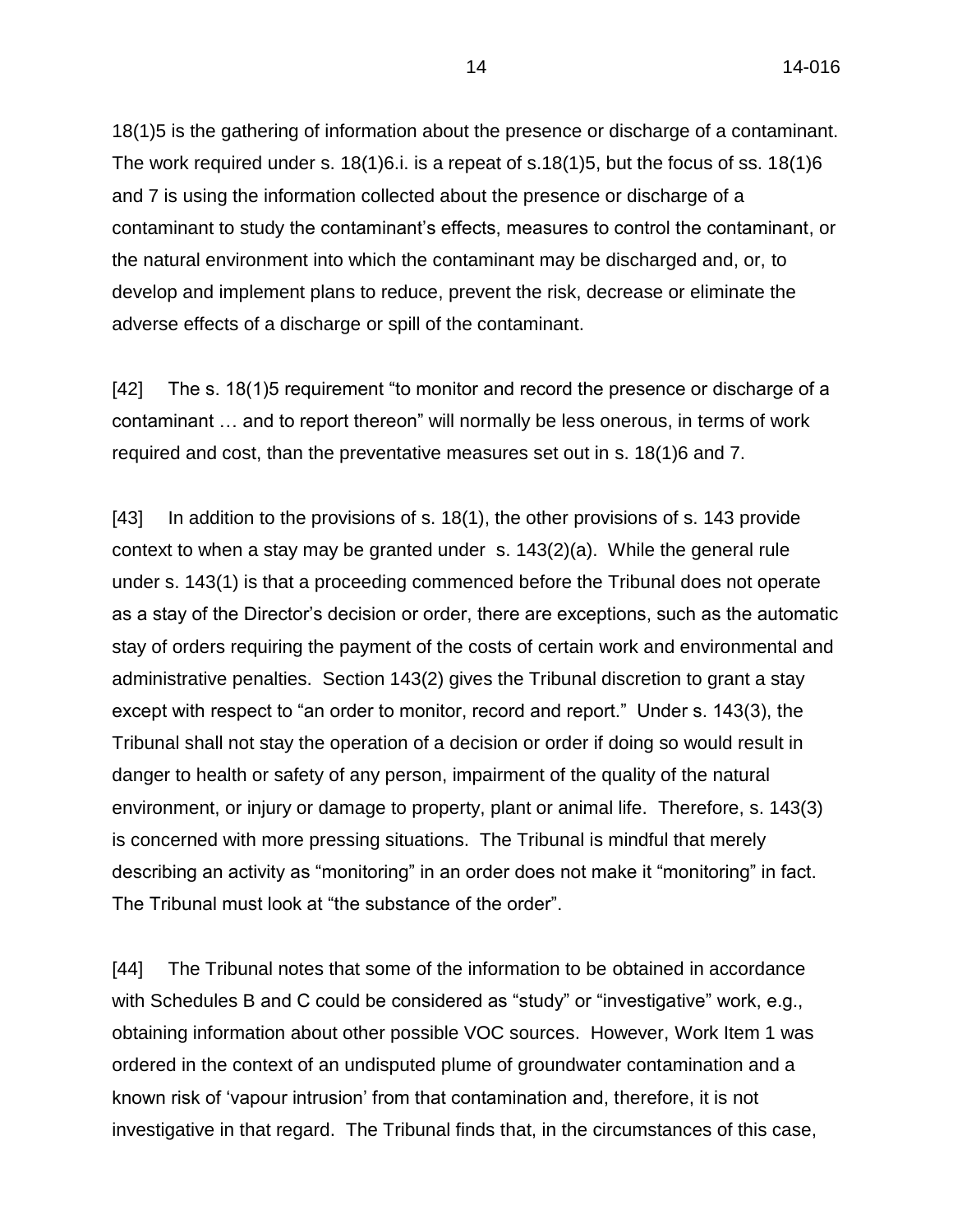18(1)5 is the gathering of information about the presence or discharge of a contaminant. The work required under s. 18(1)6.i. is a repeat of s.18(1)5, but the focus of ss. 18(1)6 and 7 is using the information collected about the presence or discharge of a contaminant to study the contaminant's effects, measures to control the contaminant, or the natural environment into which the contaminant may be discharged and, or, to develop and implement plans to reduce, prevent the risk, decrease or eliminate the adverse effects of a discharge or spill of the contaminant.

[42] The s. 18(1)5 requirement "to monitor and record the presence or discharge of a contaminant … and to report thereon" will normally be less onerous, in terms of work required and cost, than the preventative measures set out in s. 18(1)6 and 7.

[43] In addition to the provisions of s. 18(1), the other provisions of s. 143 provide context to when a stay may be granted under s. 143(2)(a). While the general rule under s. 143(1) is that a proceeding commenced before the Tribunal does not operate as a stay of the Director's decision or order, there are exceptions, such as the automatic stay of orders requiring the payment of the costs of certain work and environmental and administrative penalties. Section 143(2) gives the Tribunal discretion to grant a stay except with respect to "an order to monitor, record and report." Under s. 143(3), the Tribunal shall not stay the operation of a decision or order if doing so would result in danger to health or safety of any person, impairment of the quality of the natural environment, or injury or damage to property, plant or animal life. Therefore, s. 143(3) is concerned with more pressing situations. The Tribunal is mindful that merely describing an activity as "monitoring" in an order does not make it "monitoring" in fact. The Tribunal must look at "the substance of the order".

[44] The Tribunal notes that some of the information to be obtained in accordance with Schedules B and C could be considered as "study" or "investigative" work, e.g., obtaining information about other possible VOC sources. However, Work Item 1 was ordered in the context of an undisputed plume of groundwater contamination and a known risk of 'vapour intrusion' from that contamination and, therefore, it is not investigative in that regard. The Tribunal finds that, in the circumstances of this case,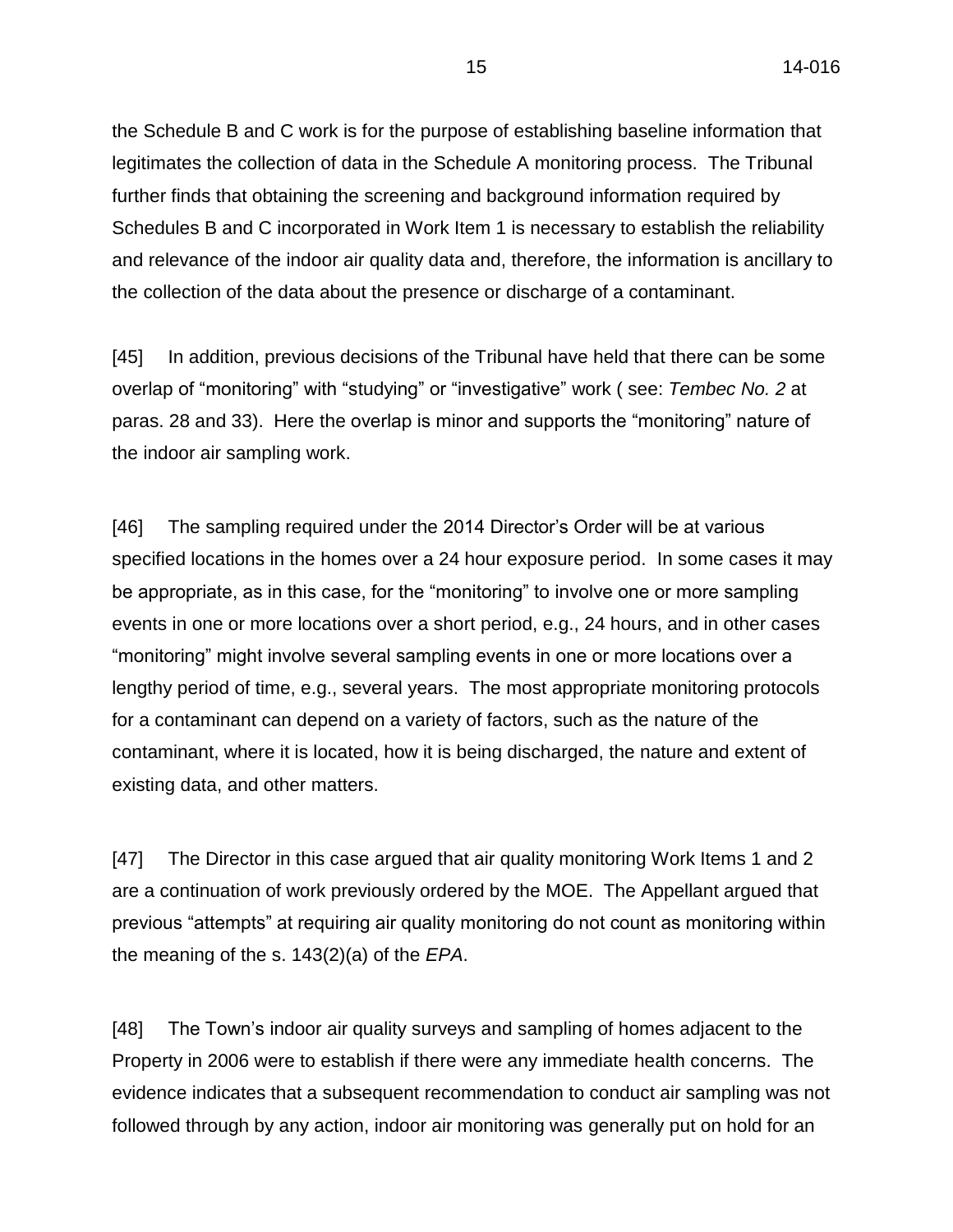the Schedule B and C work is for the purpose of establishing baseline information that legitimates the collection of data in the Schedule A monitoring process. The Tribunal further finds that obtaining the screening and background information required by Schedules B and C incorporated in Work Item 1 is necessary to establish the reliability and relevance of the indoor air quality data and, therefore, the information is ancillary to the collection of the data about the presence or discharge of a contaminant.

[45] In addition, previous decisions of the Tribunal have held that there can be some overlap of "monitoring" with "studying" or "investigative" work ( see: *Tembec No. 2* at paras. 28 and 33). Here the overlap is minor and supports the "monitoring" nature of the indoor air sampling work.

[46] The sampling required under the 2014 Director's Order will be at various specified locations in the homes over a 24 hour exposure period. In some cases it may be appropriate, as in this case, for the "monitoring" to involve one or more sampling events in one or more locations over a short period, e.g., 24 hours, and in other cases "monitoring" might involve several sampling events in one or more locations over a lengthy period of time, e.g., several years. The most appropriate monitoring protocols for a contaminant can depend on a variety of factors, such as the nature of the contaminant, where it is located, how it is being discharged, the nature and extent of existing data, and other matters.

[47] The Director in this case argued that air quality monitoring Work Items 1 and 2 are a continuation of work previously ordered by the MOE. The Appellant argued that previous "attempts" at requiring air quality monitoring do not count as monitoring within the meaning of the s. 143(2)(a) of the *EPA*.

[48] The Town's indoor air quality surveys and sampling of homes adjacent to the Property in 2006 were to establish if there were any immediate health concerns. The evidence indicates that a subsequent recommendation to conduct air sampling was not followed through by any action, indoor air monitoring was generally put on hold for an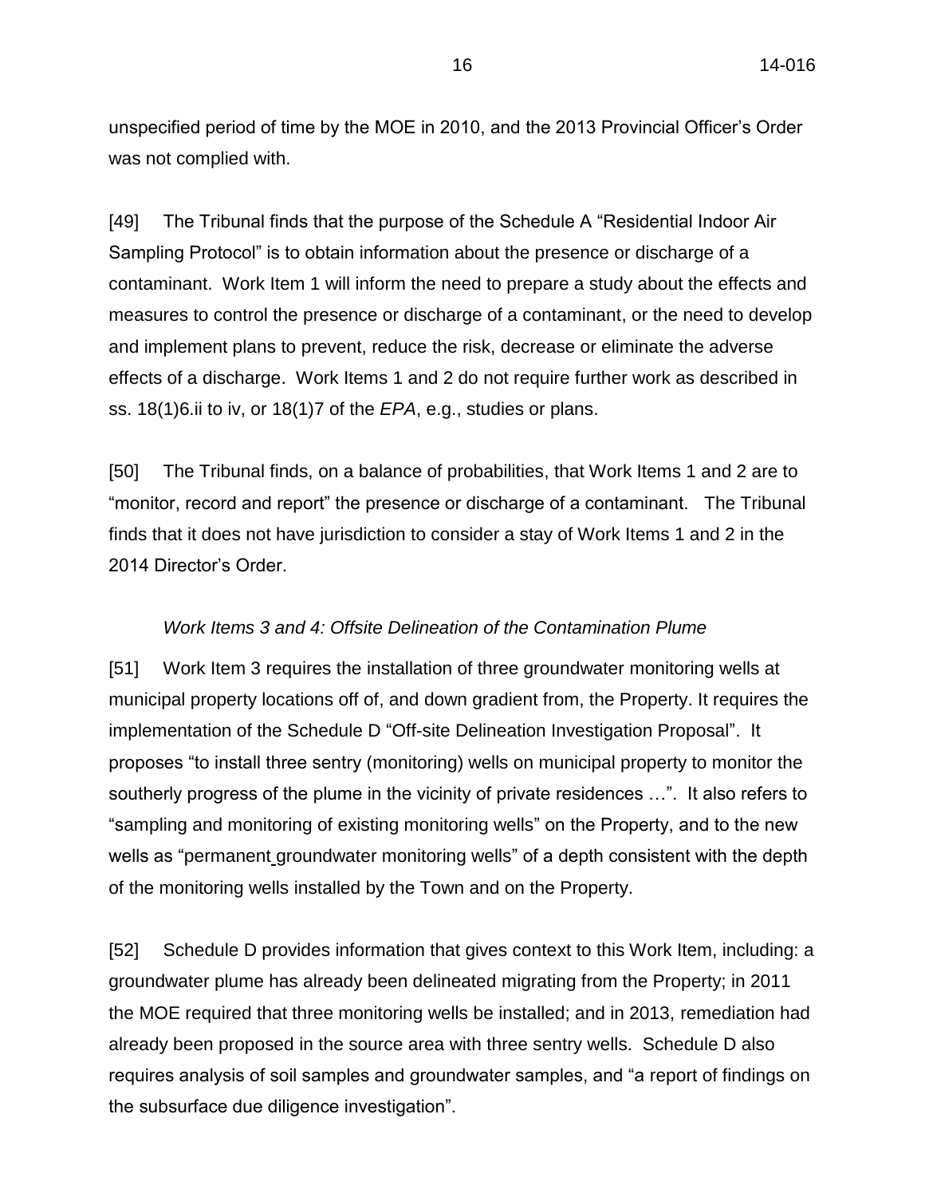unspecified period of time by the MOE in 2010, and the 2013 Provincial Officer's Order was not complied with.

[49] The Tribunal finds that the purpose of the Schedule A "Residential Indoor Air Sampling Protocol" is to obtain information about the presence or discharge of a contaminant. Work Item 1 will inform the need to prepare a study about the effects and measures to control the presence or discharge of a contaminant, or the need to develop and implement plans to prevent, reduce the risk, decrease or eliminate the adverse effects of a discharge. Work Items 1 and 2 do not require further work as described in ss. 18(1)6.ii to iv, or 18(1)7 of the *EPA*, e.g., studies or plans.

[50] The Tribunal finds, on a balance of probabilities, that Work Items 1 and 2 are to "monitor, record and report" the presence or discharge of a contaminant. The Tribunal finds that it does not have jurisdiction to consider a stay of Work Items 1 and 2 in the 2014 Director's Order.

*Work Items 3 and 4: Offsite Delineation of the Contamination Plume*

[51] Work Item 3 requires the installation of three groundwater monitoring wells at municipal property locations off of, and down gradient from, the Property. It requires the implementation of the Schedule D "Off-site Delineation Investigation Proposal". It proposes "to install three sentry (monitoring) wells on municipal property to monitor the southerly progress of the plume in the vicinity of private residences …". It also refers to "sampling and monitoring of existing monitoring wells" on the Property, and to the new wells as "permanent groundwater monitoring wells" of a depth consistent with the depth of the monitoring wells installed by the Town and on the Property.

[52] Schedule D provides information that gives context to this Work Item, including: a groundwater plume has already been delineated migrating from the Property; in 2011 the MOE required that three monitoring wells be installed; and in 2013, remediation had already been proposed in the source area with three sentry wells. Schedule D also requires analysis of soil samples and groundwater samples, and "a report of findings on the subsurface due diligence investigation".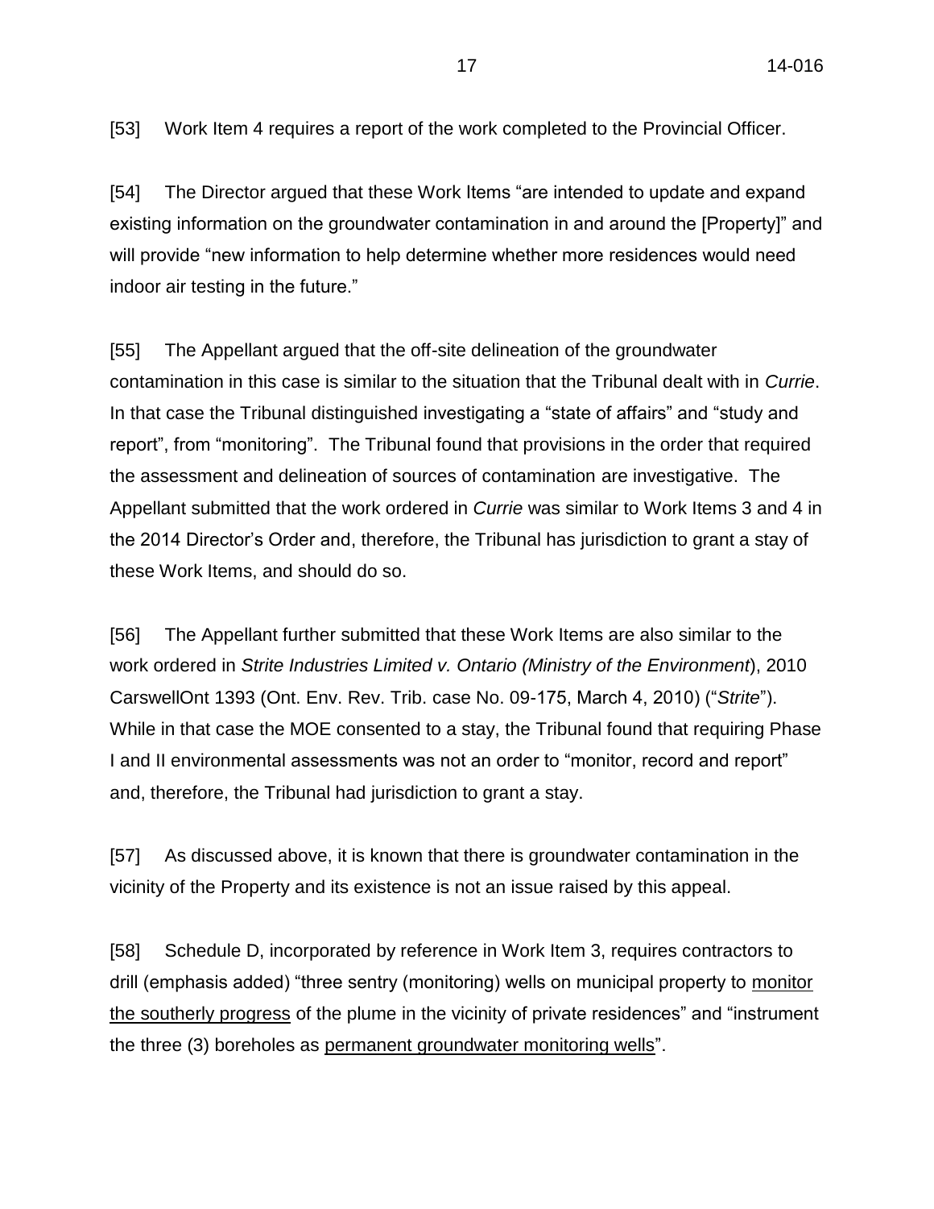[53] Work Item 4 requires a report of the work completed to the Provincial Officer.

[54] The Director argued that these Work Items "are intended to update and expand existing information on the groundwater contamination in and around the [Property]" and will provide "new information to help determine whether more residences would need indoor air testing in the future."

[55] The Appellant argued that the off-site delineation of the groundwater contamination in this case is similar to the situation that the Tribunal dealt with in *Currie*. In that case the Tribunal distinguished investigating a "state of affairs" and "study and report", from "monitoring". The Tribunal found that provisions in the order that required the assessment and delineation of sources of contamination are investigative. The Appellant submitted that the work ordered in *Currie* was similar to Work Items 3 and 4 in the 2014 Director's Order and, therefore, the Tribunal has jurisdiction to grant a stay of these Work Items, and should do so.

[56] The Appellant further submitted that these Work Items are also similar to the work ordered in *Strite Industries Limited v. Ontario (Ministry of the Environment*), 2010 CarswellOnt 1393 (Ont. Env. Rev. Trib. case No. 09-175, March 4, 2010) ("*Strite*"). While in that case the MOE consented to a stay, the Tribunal found that requiring Phase I and II environmental assessments was not an order to "monitor, record and report" and, therefore, the Tribunal had jurisdiction to grant a stay.

[57] As discussed above, it is known that there is groundwater contamination in the vicinity of the Property and its existence is not an issue raised by this appeal.

[58] Schedule D, incorporated by reference in Work Item 3, requires contractors to drill (emphasis added) "three sentry (monitoring) wells on municipal property to <u>monitor the southerly progress</u> of the plume in the vicinity of private residences" and "instrument the three (3) boreholes as <u>permanent groundwater monitoring wells</u>".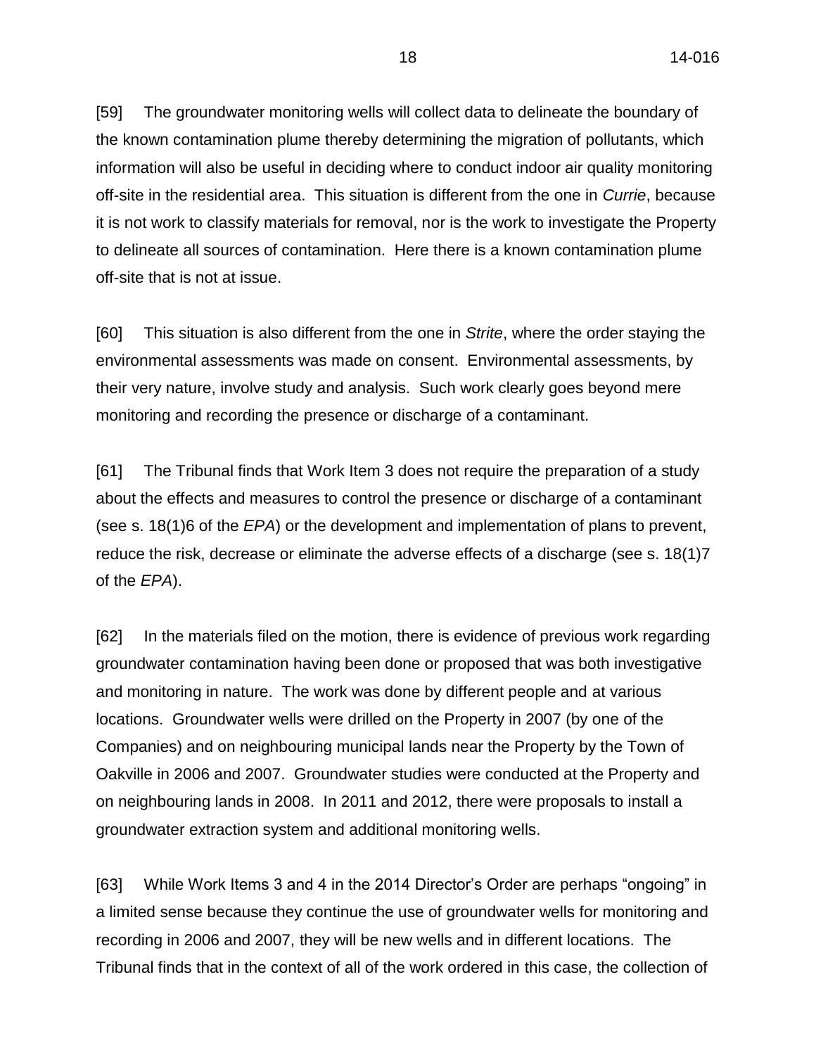[59] The groundwater monitoring wells will collect data to delineate the boundary of the known contamination plume thereby determining the migration of pollutants, which information will also be useful in deciding where to conduct indoor air quality monitoring off-site in the residential area. This situation is different from the one in *Currie*, because it is not work to classify materials for removal, nor is the work to investigate the Property to delineate all sources of contamination. Here there is a known contamination plume off-site that is not at issue.

[60] This situation is also different from the one in *Strite*, where the order staying the environmental assessments was made on consent. Environmental assessments, by their very nature, involve study and analysis. Such work clearly goes beyond mere monitoring and recording the presence or discharge of a contaminant.

[61] The Tribunal finds that Work Item 3 does not require the preparation of a study about the effects and measures to control the presence or discharge of a contaminant (see s. 18(1)6 of the *EPA*) or the development and implementation of plans to prevent, reduce the risk, decrease or eliminate the adverse effects of a discharge (see s. 18(1)7 of the *EPA*).

[62] In the materials filed on the motion, there is evidence of previous work regarding groundwater contamination having been done or proposed that was both investigative and monitoring in nature. The work was done by different people and at various locations. Groundwater wells were drilled on the Property in 2007 (by one of the Companies) and on neighbouring municipal lands near the Property by the Town of Oakville in 2006 and 2007. Groundwater studies were conducted at the Property and on neighbouring lands in 2008. In 2011 and 2012, there were proposals to install a groundwater extraction system and additional monitoring wells.

[63] While Work Items 3 and 4 in the 2014 Director's Order are perhaps "ongoing" in a limited sense because they continue the use of groundwater wells for monitoring and recording in 2006 and 2007, they will be new wells and in different locations. The Tribunal finds that in the context of all of the work ordered in this case, the collection of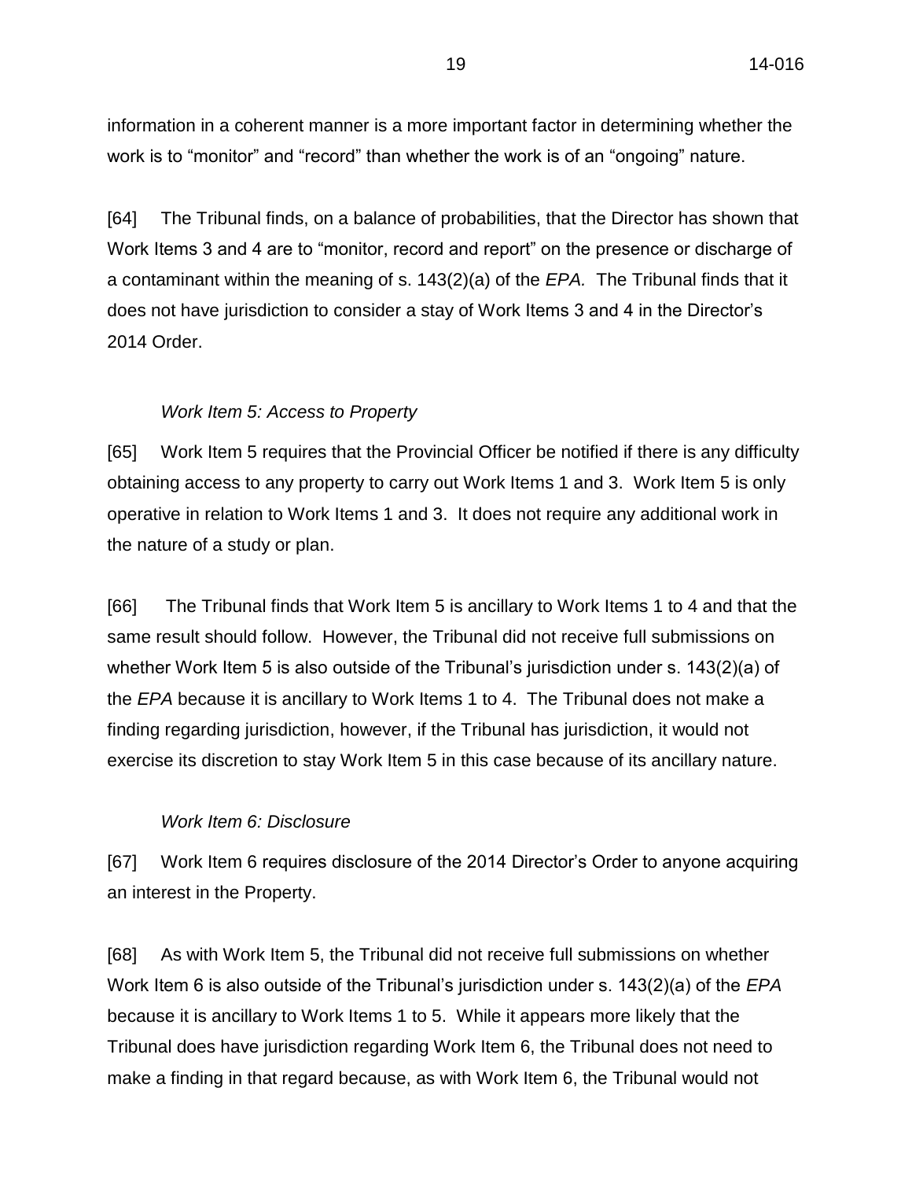information in a coherent manner is a more important factor in determining whether the work is to “monitor” and “record” than whether the work is of an “ongoing” nature.

[64] The Tribunal finds, on a balance of probabilities, that the Director has shown that Work Items 3 and 4 are to “monitor, record and report” on the presence or discharge of a contaminant within the meaning of s. 143(2)(a) of the *EPA.* The Tribunal finds that it does not have jurisdiction to consider a stay of Work Items 3 and 4 in the Director’s 2014 Order.

*Work Item 5: Access to Property*

[65] Work Item 5 requires that the Provincial Officer be notified if there is any difficulty obtaining access to any property to carry out Work Items 1 and 3. Work Item 5 is only operative in relation to Work Items 1 and 3. It does not require any additional work in the nature of a study or plan.

[66] The Tribunal finds that Work Item 5 is ancillary to Work Items 1 to 4 and that the same result should follow. However, the Tribunal did not receive full submissions on whether Work Item 5 is also outside of the Tribunal’s jurisdiction under s. 143(2)(a) of the *EPA* because it is ancillary to Work Items 1 to 4. The Tribunal does not make a finding regarding jurisdiction, however, if the Tribunal has jurisdiction, it would not exercise its discretion to stay Work Item 5 in this case because of its ancillary nature.

*Work Item 6: Disclosure*

[67] Work Item 6 requires disclosure of the 2014 Director’s Order to anyone acquiring an interest in the Property.

[68] As with Work Item 5, the Tribunal did not receive full submissions on whether Work Item 6 is also outside of the Tribunal’s jurisdiction under s. 143(2)(a) of the *EPA* because it is ancillary to Work Items 1 to 5. While it appears more likely that the Tribunal does have jurisdiction regarding Work Item 6, the Tribunal does not need to make a finding in that regard because, as with Work Item 6, the Tribunal would not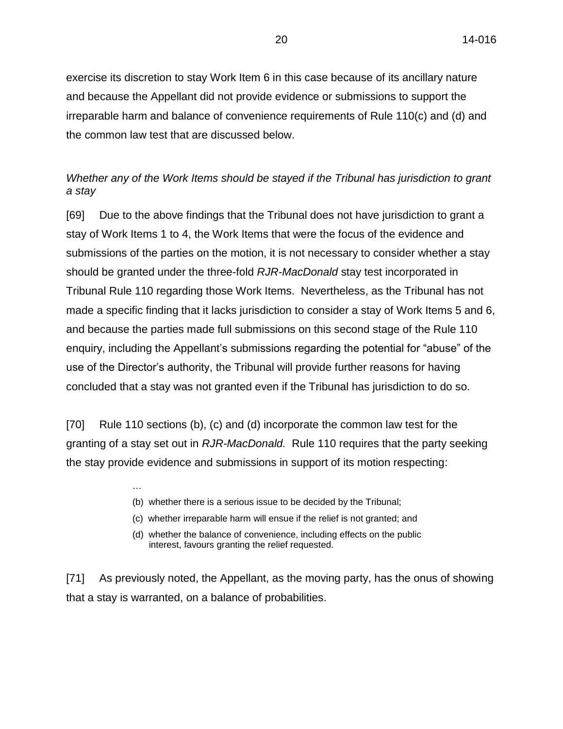exercise its discretion to stay Work Item 6 in this case because of its ancillary nature and because the Appellant did not provide evidence or submissions to support the irreparable harm and balance of convenience requirements of Rule 110(c) and (d) and the common law test that are discussed below.

*Whether any of the Work Items should be stayed if the Tribunal has jurisdiction to grant a stay*

[69] Due to the above findings that the Tribunal does not have jurisdiction to grant a stay of Work Items 1 to 4, the Work Items that were the focus of the evidence and submissions of the parties on the motion, it is not necessary to consider whether a stay should be granted under the three-fold *RJR-MacDonald* stay test incorporated in Tribunal Rule 110 regarding those Work Items. Nevertheless, as the Tribunal has not made a specific finding that it lacks jurisdiction to consider a stay of Work Items 5 and 6, and because the parties made full submissions on this second stage of the Rule 110 enquiry, including the Appellant's submissions regarding the potential for "abuse" of the use of the Director's authority, the Tribunal will provide further reasons for having concluded that a stay was not granted even if the Tribunal has jurisdiction to do so.

[70] Rule 110 sections (b), (c) and (d) incorporate the common law test for the granting of a stay set out in *RJR-MacDonald.* Rule 110 requires that the party seeking the stay provide evidence and submissions in support of its motion respecting:

> …
>
> (b) whether there is a serious issue to be decided by the Tribunal;
>
> (c) whether irreparable harm will ensue if the relief is not granted; and
>
> (d) whether the balance of convenience, including effects on the public interest, favours granting the relief requested.

[71] As previously noted, the Appellant, as the moving party, has the onus of showing that a stay is warranted, on a balance of probabilities.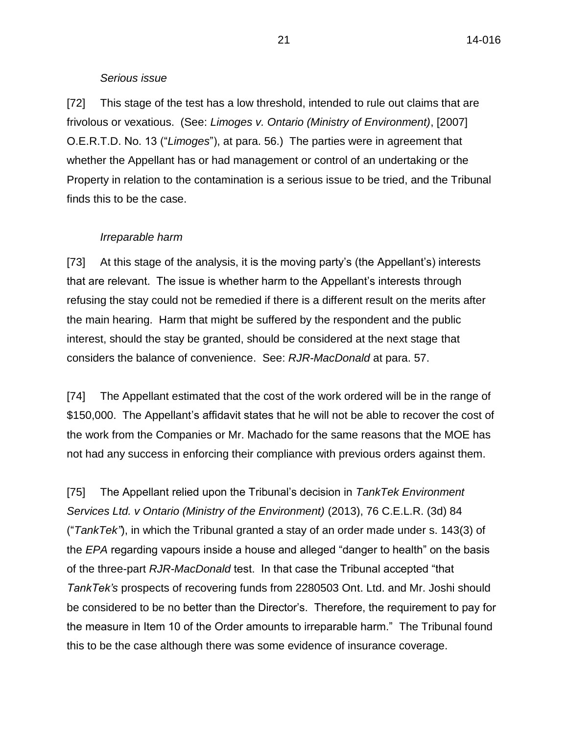*Serious issue*

[72] This stage of the test has a low threshold, intended to rule out claims that are frivolous or vexatious. (See: *Limoges v. Ontario (Ministry of Environment)*, [2007] O.E.R.T.D. No. 13 ("*Limoges*"), at para. 56.) The parties were in agreement that whether the Appellant has or had management or control of an undertaking or the Property in relation to the contamination is a serious issue to be tried, and the Tribunal finds this to be the case.

*Irreparable harm*

[73] At this stage of the analysis, it is the moving party's (the Appellant's) interests that are relevant. The issue is whether harm to the Appellant's interests through refusing the stay could not be remedied if there is a different result on the merits after the main hearing. Harm that might be suffered by the respondent and the public interest, should the stay be granted, should be considered at the next stage that considers the balance of convenience. See: *RJR-MacDonald* at para. 57.

[74] The Appellant estimated that the cost of the work ordered will be in the range of $150,000. The Appellant's affidavit states that he will not be able to recover the cost of the work from the Companies or Mr. Machado for the same reasons that the MOE has not had any success in enforcing their compliance with previous orders against them.

[75] The Appellant relied upon the Tribunal's decision in *TankTek Environment Services Ltd. v Ontario (Ministry of the Environment)* (2013), 76 C.E.L.R. (3d) 84 ("*TankTek*"), in which the Tribunal granted a stay of an order made under s. 143(3) of the *EPA* regarding vapours inside a house and alleged "danger to health" on the basis of the three-part *RJR-MacDonald* test. In that case the Tribunal accepted "that *TankTek's* prospects of recovering funds from 2280503 Ont. Ltd. and Mr. Joshi should be considered to be no better than the Director's. Therefore, the requirement to pay for the measure in Item 10 of the Order amounts to irreparable harm." The Tribunal found this to be the case although there was some evidence of insurance coverage.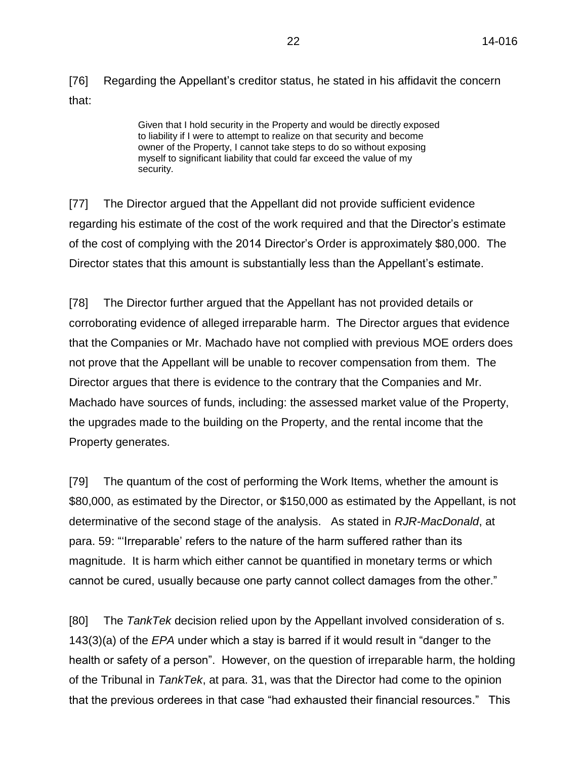[76] Regarding the Appellant's creditor status, he stated in his affidavit the concern that:

> Given that I hold security in the Property and would be directly exposed to liability if I were to attempt to realize on that security and become owner of the Property, I cannot take steps to do so without exposing myself to significant liability that could far exceed the value of my security.

[77] The Director argued that the Appellant did not provide sufficient evidence regarding his estimate of the cost of the work required and that the Director's estimate of the cost of complying with the 2014 Director's Order is approximately $80,000. The Director states that this amount is substantially less than the Appellant's estimate.

[78] The Director further argued that the Appellant has not provided details or corroborating evidence of alleged irreparable harm. The Director argues that evidence that the Companies or Mr. Machado have not complied with previous MOE orders does not prove that the Appellant will be unable to recover compensation from them. The Director argues that there is evidence to the contrary that the Companies and Mr. Machado have sources of funds, including: the assessed market value of the Property, the upgrades made to the building on the Property, and the rental income that the Property generates.

[79] The quantum of the cost of performing the Work Items, whether the amount is $80,000, as estimated by the Director, or $150,000 as estimated by the Appellant, is not determinative of the second stage of the analysis. As stated in *RJR-MacDonald*, at para. 59: "'Irreparable' refers to the nature of the harm suffered rather than its magnitude. It is harm which either cannot be quantified in monetary terms or which cannot be cured, usually because one party cannot collect damages from the other."

[80] The *TankTek* decision relied upon by the Appellant involved consideration of s. 143(3)(a) of the *EPA* under which a stay is barred if it would result in "danger to the health or safety of a person". However, on the question of irreparable harm, the holding of the Tribunal in *TankTek*, at para. 31, was that the Director had come to the opinion that the previous orderees in that case "had exhausted their financial resources." This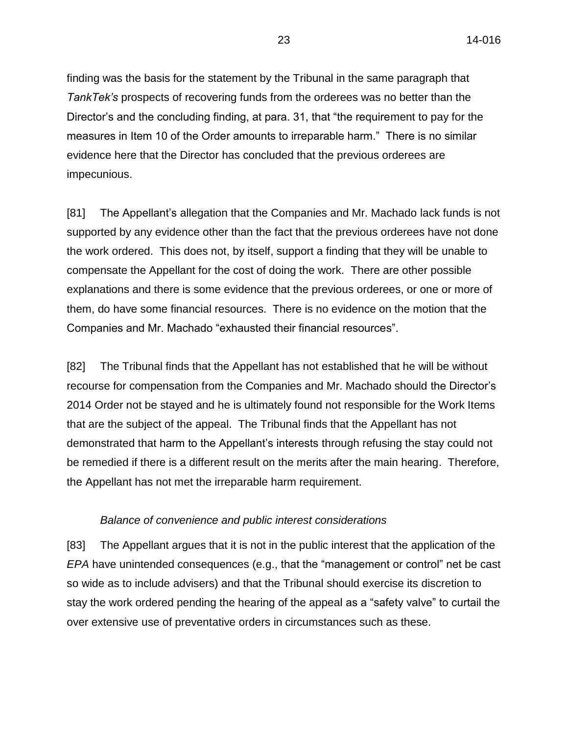finding was the basis for the statement by the Tribunal in the same paragraph that *TankTek's* prospects of recovering funds from the orderees was no better than the Director's and the concluding finding, at para. 31, that "the requirement to pay for the measures in Item 10 of the Order amounts to irreparable harm." There is no similar evidence here that the Director has concluded that the previous orderees are impecunious.

[81] The Appellant's allegation that the Companies and Mr. Machado lack funds is not supported by any evidence other than the fact that the previous orderees have not done the work ordered. This does not, by itself, support a finding that they will be unable to compensate the Appellant for the cost of doing the work. There are other possible explanations and there is some evidence that the previous orderees, or one or more of them, do have some financial resources. There is no evidence on the motion that the Companies and Mr. Machado "exhausted their financial resources".

[82] The Tribunal finds that the Appellant has not established that he will be without recourse for compensation from the Companies and Mr. Machado should the Director's 2014 Order not be stayed and he is ultimately found not responsible for the Work Items that are the subject of the appeal. The Tribunal finds that the Appellant has not demonstrated that harm to the Appellant's interests through refusing the stay could not be remedied if there is a different result on the merits after the main hearing. Therefore, the Appellant has not met the irreparable harm requirement.

*Balance of convenience and public interest considerations*

[83] The Appellant argues that it is not in the public interest that the application of the *EPA* have unintended consequences (e.g., that the "management or control" net be cast so wide as to include advisers) and that the Tribunal should exercise its discretion to stay the work ordered pending the hearing of the appeal as a "safety valve" to curtail the over extensive use of preventative orders in circumstances such as these.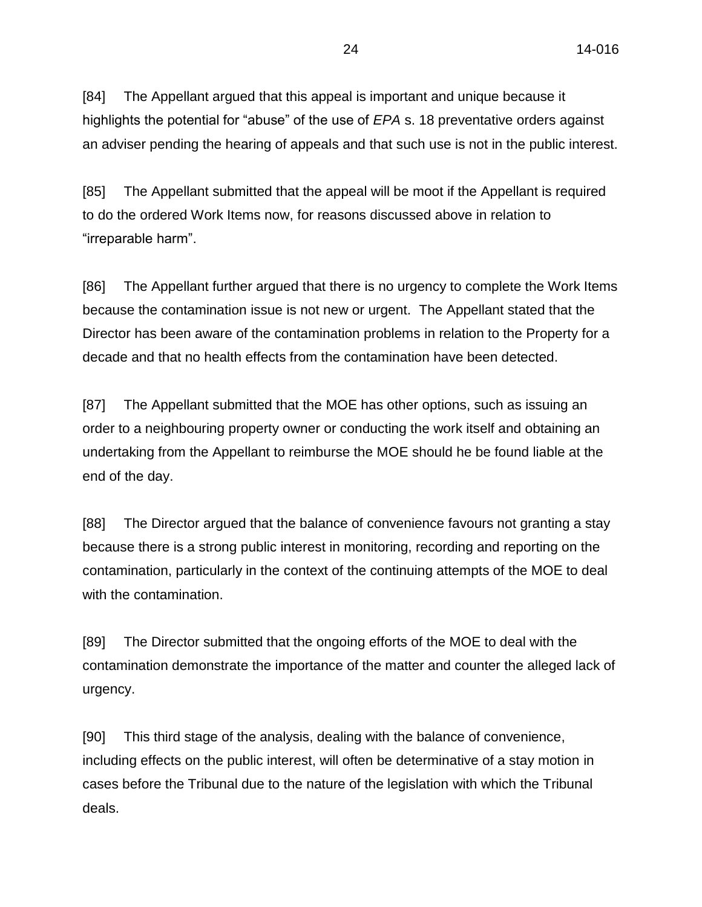[84] The Appellant argued that this appeal is important and unique because it highlights the potential for "abuse" of the use of *EPA* s. 18 preventative orders against an adviser pending the hearing of appeals and that such use is not in the public interest.

[85] The Appellant submitted that the appeal will be moot if the Appellant is required to do the ordered Work Items now, for reasons discussed above in relation to "irreparable harm".

[86] The Appellant further argued that there is no urgency to complete the Work Items because the contamination issue is not new or urgent. The Appellant stated that the Director has been aware of the contamination problems in relation to the Property for a decade and that no health effects from the contamination have been detected.

[87] The Appellant submitted that the MOE has other options, such as issuing an order to a neighbouring property owner or conducting the work itself and obtaining an undertaking from the Appellant to reimburse the MOE should he be found liable at the end of the day.

[88] The Director argued that the balance of convenience favours not granting a stay because there is a strong public interest in monitoring, recording and reporting on the contamination, particularly in the context of the continuing attempts of the MOE to deal with the contamination.

[89] The Director submitted that the ongoing efforts of the MOE to deal with the contamination demonstrate the importance of the matter and counter the alleged lack of urgency.

[90] This third stage of the analysis, dealing with the balance of convenience, including effects on the public interest, will often be determinative of a stay motion in cases before the Tribunal due to the nature of the legislation with which the Tribunal deals.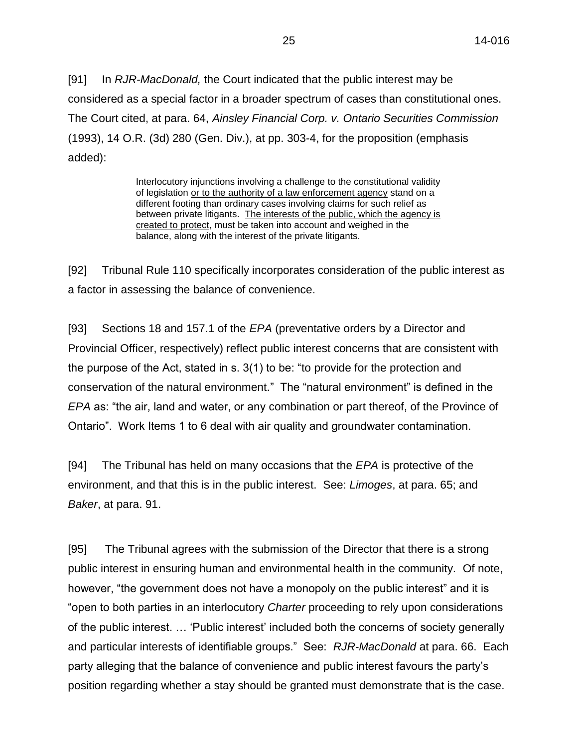[91] In *RJR-MacDonald,* the Court indicated that the public interest may be considered as a special factor in a broader spectrum of cases than constitutional ones. The Court cited, at para. 64, *Ainsley Financial Corp. v. Ontario Securities Commission* (1993), 14 O.R. (3d) 280 (Gen. Div.), at pp. 303-4, for the proposition (emphasis added):

> Interlocutory injunctions involving a challenge to the constitutional validity of legislation <u>or to the authority of a law enforcement agency</u> stand on a different footing than ordinary cases involving claims for such relief as between private litigants. <u>The interests of the public, which the agency is created to protect</u>, must be taken into account and weighed in the balance, along with the interest of the private litigants.

[92] Tribunal Rule 110 specifically incorporates consideration of the public interest as a factor in assessing the balance of convenience.

[93] Sections 18 and 157.1 of the *EPA* (preventative orders by a Director and Provincial Officer, respectively) reflect public interest concerns that are consistent with the purpose of the Act, stated in s. 3(1) to be: "to provide for the protection and conservation of the natural environment." The "natural environment" is defined in the *EPA* as: "the air, land and water, or any combination or part thereof, of the Province of Ontario". Work Items 1 to 6 deal with air quality and groundwater contamination.

[94] The Tribunal has held on many occasions that the *EPA* is protective of the environment, and that this is in the public interest. See: *Limoges*, at para. 65; and *Baker*, at para. 91.

[95] The Tribunal agrees with the submission of the Director that there is a strong public interest in ensuring human and environmental health in the community. Of note, however, "the government does not have a monopoly on the public interest" and it is "open to both parties in an interlocutory *Charter* proceeding to rely upon considerations of the public interest. … 'Public interest' included both the concerns of society generally and particular interests of identifiable groups." See: *RJR-MacDonald* at para. 66. Each party alleging that the balance of convenience and public interest favours the party's position regarding whether a stay should be granted must demonstrate that is the case.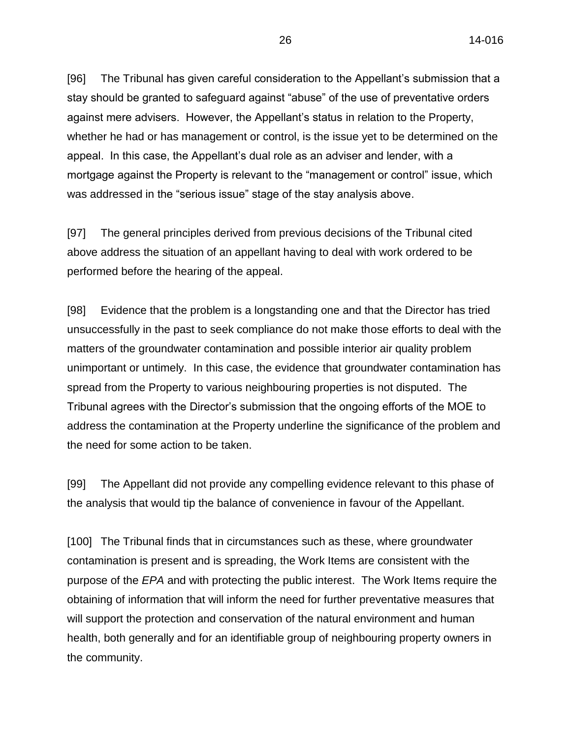[96] The Tribunal has given careful consideration to the Appellant's submission that a stay should be granted to safeguard against "abuse" of the use of preventative orders against mere advisers. However, the Appellant's status in relation to the Property, whether he had or has management or control, is the issue yet to be determined on the appeal. In this case, the Appellant's dual role as an adviser and lender, with a mortgage against the Property is relevant to the "management or control" issue, which was addressed in the "serious issue" stage of the stay analysis above.

[97] The general principles derived from previous decisions of the Tribunal cited above address the situation of an appellant having to deal with work ordered to be performed before the hearing of the appeal.

[98] Evidence that the problem is a longstanding one and that the Director has tried unsuccessfully in the past to seek compliance do not make those efforts to deal with the matters of the groundwater contamination and possible interior air quality problem unimportant or untimely. In this case, the evidence that groundwater contamination has spread from the Property to various neighbouring properties is not disputed. The Tribunal agrees with the Director's submission that the ongoing efforts of the MOE to address the contamination at the Property underline the significance of the problem and the need for some action to be taken.

[99] The Appellant did not provide any compelling evidence relevant to this phase of the analysis that would tip the balance of convenience in favour of the Appellant.

[100] The Tribunal finds that in circumstances such as these, where groundwater contamination is present and is spreading, the Work Items are consistent with the purpose of the *EPA* and with protecting the public interest. The Work Items require the obtaining of information that will inform the need for further preventative measures that will support the protection and conservation of the natural environment and human health, both generally and for an identifiable group of neighbouring property owners in the community.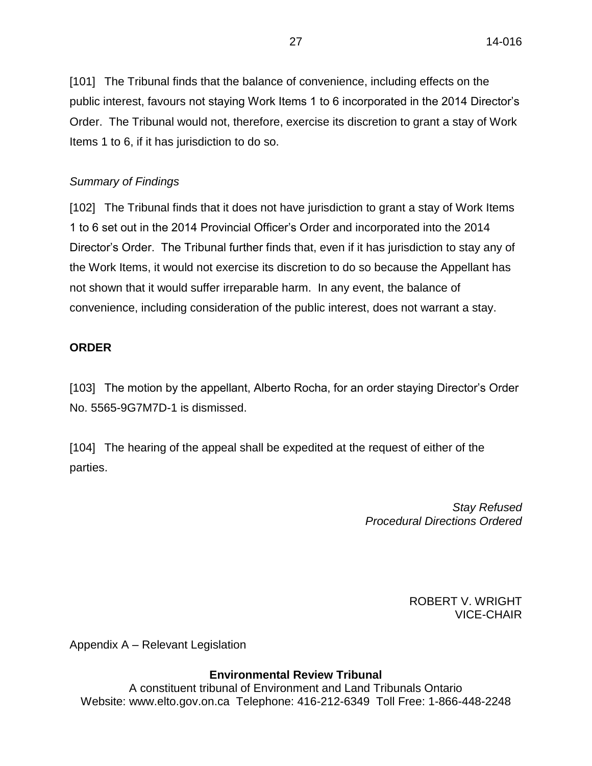[101] The Tribunal finds that the balance of convenience, including effects on the public interest, favours not staying Work Items 1 to 6 incorporated in the 2014 Director's Order. The Tribunal would not, therefore, exercise its discretion to grant a stay of Work Items 1 to 6, if it has jurisdiction to do so.

*Summary of Findings*

[102] The Tribunal finds that it does not have jurisdiction to grant a stay of Work Items 1 to 6 set out in the 2014 Provincial Officer's Order and incorporated into the 2014 Director's Order. The Tribunal further finds that, even if it has jurisdiction to stay any of the Work Items, it would not exercise its discretion to do so because the Appellant has not shown that it would suffer irreparable harm. In any event, the balance of convenience, including consideration of the public interest, does not warrant a stay.

**ORDER**

[103] The motion by the appellant, Alberto Rocha, for an order staying Director's Order No. 5565-9G7M7D-1 is dismissed.

[104] The hearing of the appeal shall be expedited at the request of either of the parties.

*Stay Refused*
*Procedural Directions Ordered*

ROBERT V. WRIGHT
VICE-CHAIR

Appendix A – Relevant Legislation

**Environmental Review Tribunal**
A constituent tribunal of Environment and Land Tribunals Ontario
Website: www.elto.gov.on.ca Telephone: 416-212-6349 Toll Free: 1-866-448-2248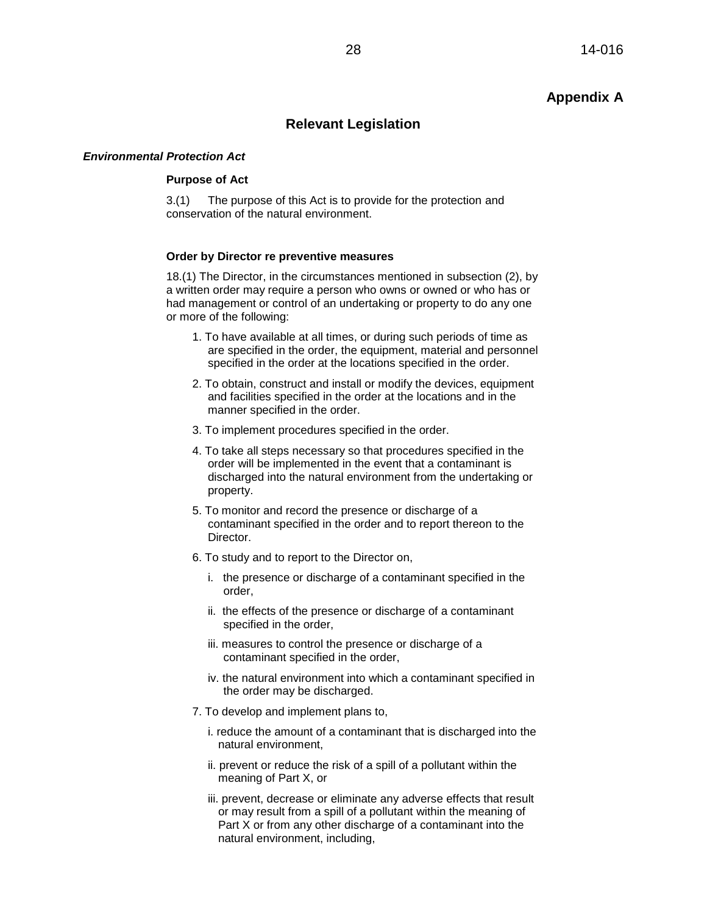## Appendix A

## Relevant Legislation

***Environmental Protection Act***

**Purpose of Act**

3.(1) The purpose of this Act is to provide for the protection and conservation of the natural environment.

**Order by Director re preventive measures**

18.(1) The Director, in the circumstances mentioned in subsection (2), by a written order may require a person who owns or owned or who has or had management or control of an undertaking or property to do any one or more of the following:

1. To have available at all times, or during such periods of time as are specified in the order, the equipment, material and personnel specified in the order at the locations specified in the order.
2. To obtain, construct and install or modify the devices, equipment and facilities specified in the order at the locations and in the manner specified in the order.
3. To implement procedures specified in the order.
4. To take all steps necessary so that procedures specified in the order will be implemented in the event that a contaminant is discharged into the natural environment from the undertaking or property.
5. To monitor and record the presence or discharge of a contaminant specified in the order and to report thereon to the Director.
6. To study and to report to the Director on,
   - i. the presence or discharge of a contaminant specified in the order,
   - ii. the effects of the presence or discharge of a contaminant specified in the order,
   - iii. measures to control the presence or discharge of a contaminant specified in the order,
   - iv. the natural environment into which a contaminant specified in the order may be discharged.
7. To develop and implement plans to,
   - i. reduce the amount of a contaminant that is discharged into the natural environment,
   - ii. prevent or reduce the risk of a spill of a pollutant within the meaning of Part X, or
   - iii. prevent, decrease or eliminate any adverse effects that result or may result from a spill of a pollutant within the meaning of Part X or from any other discharge of a contaminant into the natural environment, including,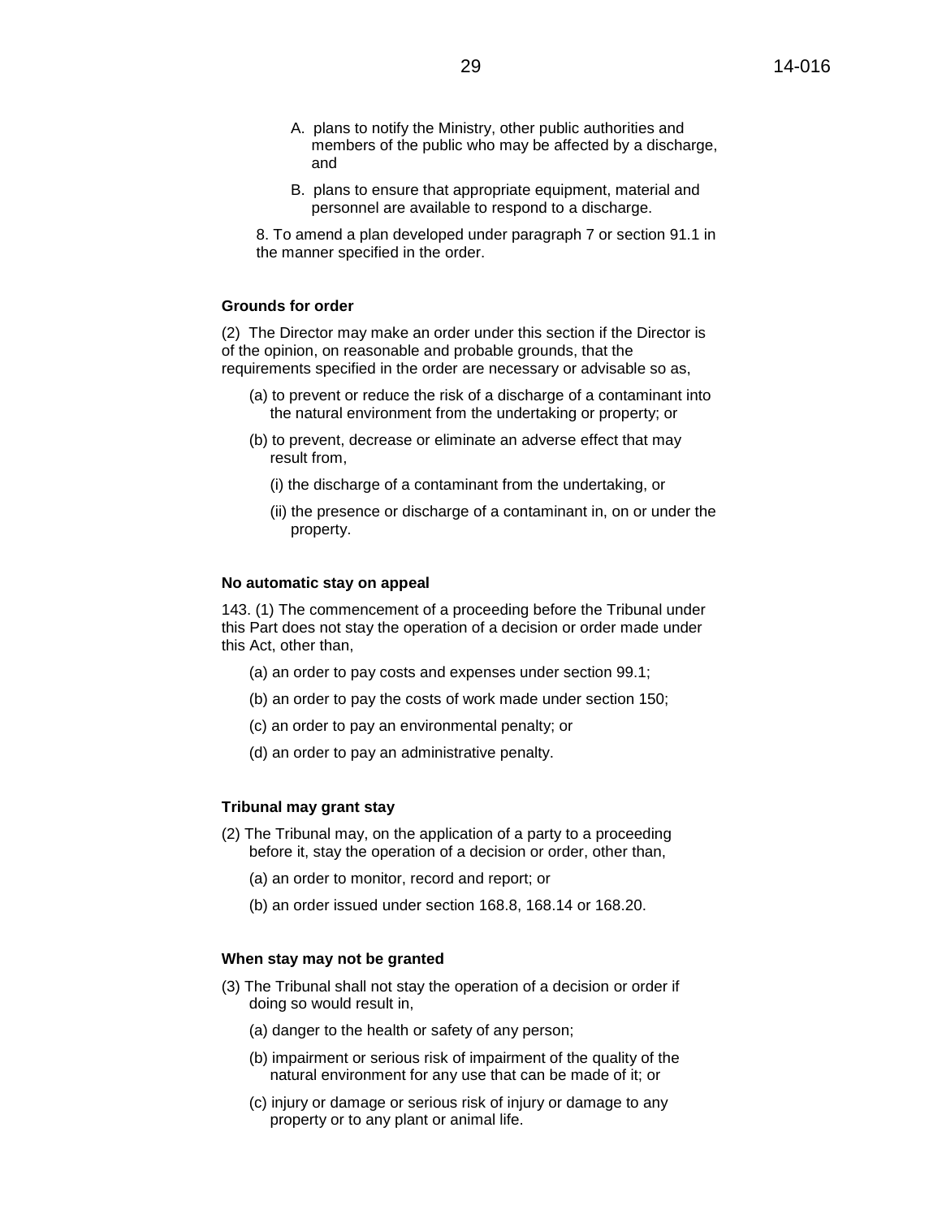A. plans to notify the Ministry, other public authorities and members of the public who may be affected by a discharge, and

B. plans to ensure that appropriate equipment, material and personnel are available to respond to a discharge.

8. To amend a plan developed under paragraph 7 or section 91.1 in the manner specified in the order.

**Grounds for order**

(2) The Director may make an order under this section if the Director is of the opinion, on reasonable and probable grounds, that the requirements specified in the order are necessary or advisable so as,

(a) to prevent or reduce the risk of a discharge of a contaminant into the natural environment from the undertaking or property; or

(b) to prevent, decrease or eliminate an adverse effect that may result from,

(i) the discharge of a contaminant from the undertaking, or

(ii) the presence or discharge of a contaminant in, on or under the property.

**No automatic stay on appeal**

143. (1) The commencement of a proceeding before the Tribunal under this Part does not stay the operation of a decision or order made under this Act, other than,

(a) an order to pay costs and expenses under section 99.1;

(b) an order to pay the costs of work made under section 150;

(c) an order to pay an environmental penalty; or

(d) an order to pay an administrative penalty.

**Tribunal may grant stay**

(2) The Tribunal may, on the application of a party to a proceeding before it, stay the operation of a decision or order, other than,

(a) an order to monitor, record and report; or

(b) an order issued under section 168.8, 168.14 or 168.20.

**When stay may not be granted**

(3) The Tribunal shall not stay the operation of a decision or order if doing so would result in,

(a) danger to the health or safety of any person;

(b) impairment or serious risk of impairment of the quality of the natural environment for any use that can be made of it; or

(c) injury or damage or serious risk of injury or damage to any property or to any plant or animal life.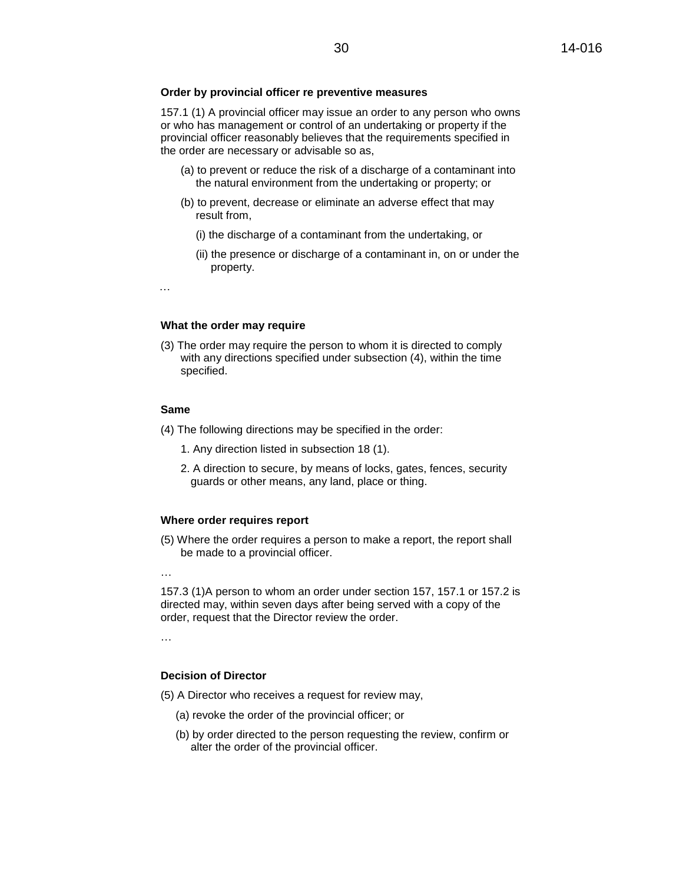**Order by provincial officer re preventive measures**

157.1 (1) A provincial officer may issue an order to any person who owns or who has management or control of an undertaking or property if the provincial officer reasonably believes that the requirements specified in the order are necessary or advisable so as,

(a) to prevent or reduce the risk of a discharge of a contaminant into the natural environment from the undertaking or property; or

(b) to prevent, decrease or eliminate an adverse effect that may result from,

(i) the discharge of a contaminant from the undertaking, or

(ii) the presence or discharge of a contaminant in, on or under the property.

…

**What the order may require**

(3) The order may require the person to whom it is directed to comply with any directions specified under subsection (4), within the time specified.

**Same**

(4) The following directions may be specified in the order:

1. Any direction listed in subsection 18 (1).

2. A direction to secure, by means of locks, gates, fences, security guards or other means, any land, place or thing.

**Where order requires report**

(5) Where the order requires a person to make a report, the report shall be made to a provincial officer.

…

157.3 (1)A person to whom an order under section 157, 157.1 or 157.2 is directed may, within seven days after being served with a copy of the order, request that the Director review the order.

…

**Decision of Director**

(5) A Director who receives a request for review may,

(a) revoke the order of the provincial officer; or

(b) by order directed to the person requesting the review, confirm or alter the order of the provincial officer.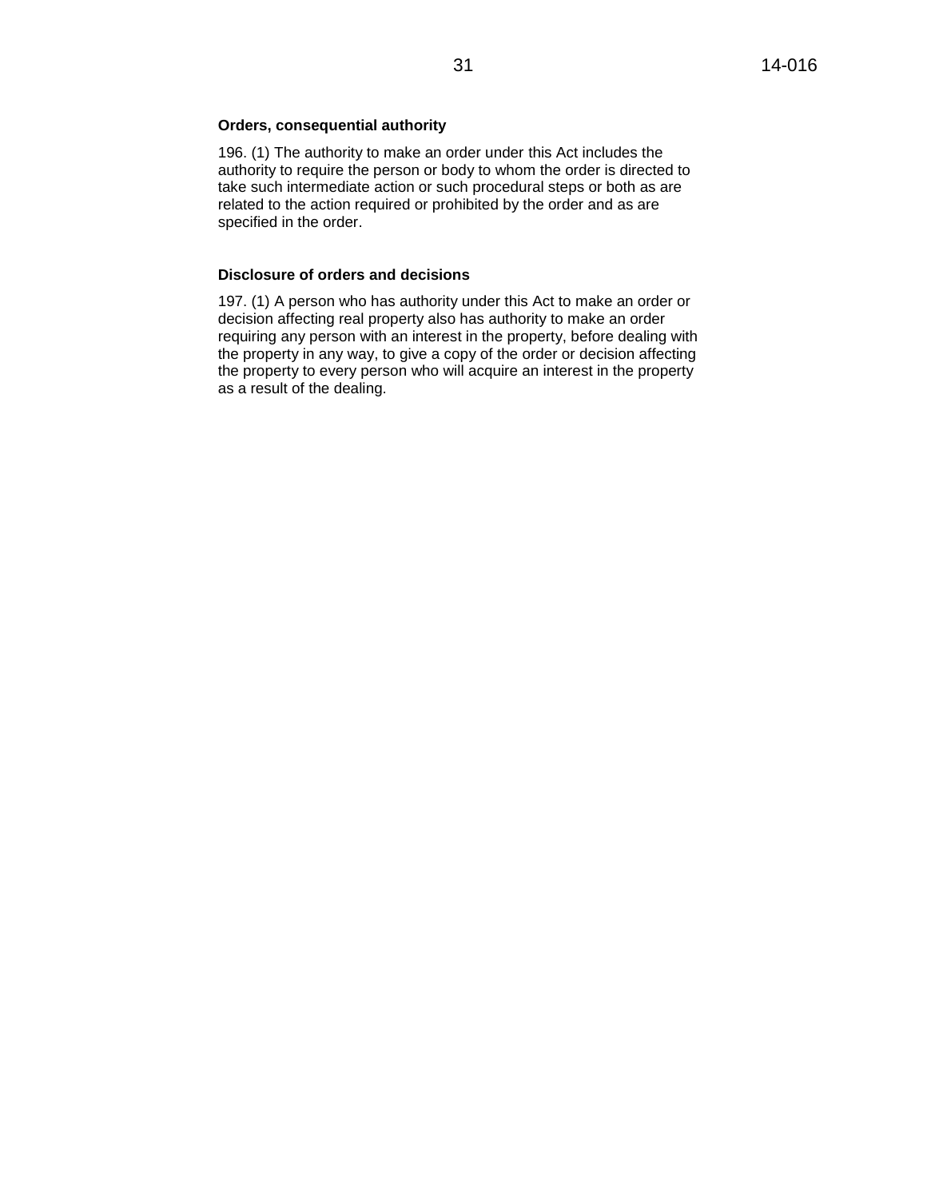**Orders, consequential authority**

196. (1) The authority to make an order under this Act includes the authority to require the person or body to whom the order is directed to take such intermediate action or such procedural steps or both as are related to the action required or prohibited by the order and as are specified in the order.

**Disclosure of orders and decisions**

197. (1) A person who has authority under this Act to make an order or decision affecting real property also has authority to make an order requiring any person with an interest in the property, before dealing with the property in any way, to give a copy of the order or decision affecting the property to every person who will acquire an interest in the property as a result of the dealing.